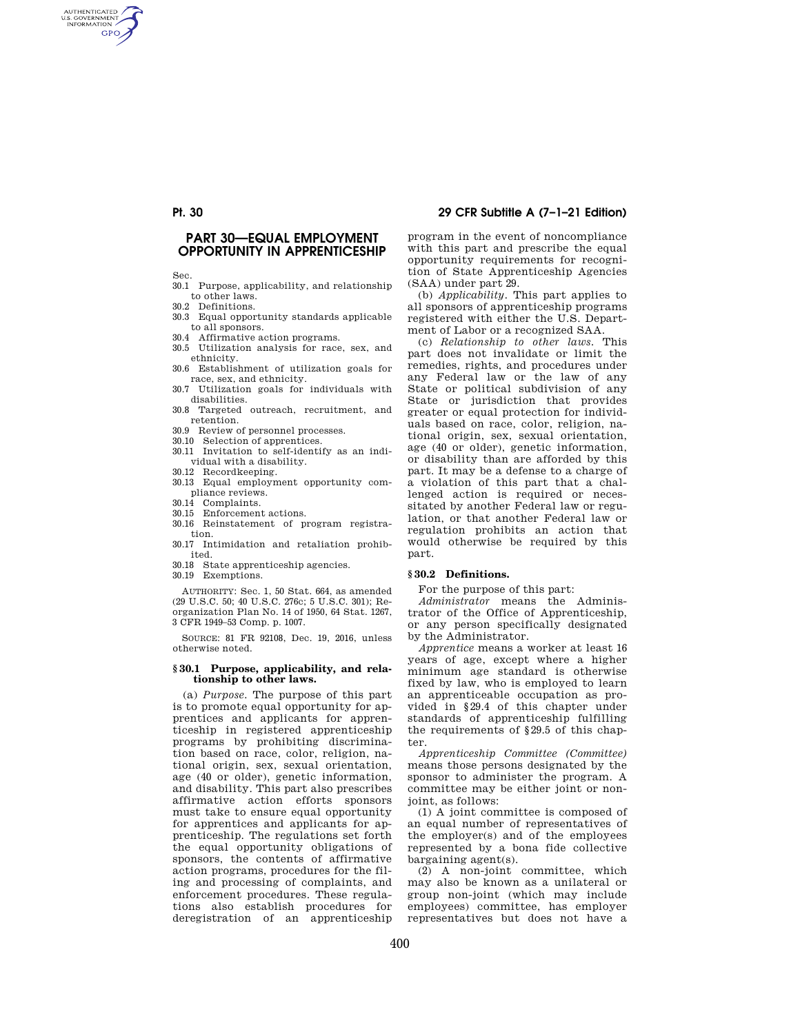# PART 30—EQUAL EMPLOYMENT OPPORTUNITY IN APPRENTICESHIP

Sec.

30.1 Purpose, applicability, and relationship to other laws.
30.2 Definitions.
30.3 Equal opportunity standards applicable to all sponsors.
30.4 Affirmative action programs.
30.5 Utilization analysis for race, sex, and ethnicity.
30.6 Establishment of utilization goals for race, sex, and ethnicity.
30.7 Utilization goals for individuals with disabilities.
30.8 Targeted outreach, recruitment, and retention.
30.9 Review of personnel processes.
30.10 Selection of apprentices.
30.11 Invitation to self-identify as an individual with a disability.
30.12 Recordkeeping.
30.13 Equal employment opportunity compliance reviews.
30.14 Complaints.
30.15 Enforcement actions.
30.16 Reinstatement of program registration.
30.17 Intimidation and retaliation prohibited.
30.18 State apprenticeship agencies.
30.19 Exemptions.

AUTHORITY: Sec. 1, 50 Stat. 664, as amended (29 U.S.C. 50; 40 U.S.C. 276c; 5 U.S.C. 301); Reorganization Plan No. 14 of 1950, 64 Stat. 1267, 3 CFR 1949–53 Comp. p. 1007.

SOURCE: 81 FR 92108, Dec. 19, 2016, unless otherwise noted.

### § 30.1 Purpose, applicability, and relationship to other laws.

(a) *Purpose.* The purpose of this part is to promote equal opportunity for apprentices and applicants for apprenticeship in registered apprenticeship programs by prohibiting discrimination based on race, color, religion, national origin, sex, sexual orientation, age (40 or older), genetic information, and disability. This part also prescribes affirmative action efforts sponsors must take to ensure equal opportunity for apprentices and applicants for apprenticeship. The regulations set forth the equal opportunity obligations of sponsors, the contents of affirmative action programs, procedures for the filing and processing of complaints, and enforcement procedures. These regulations also establish procedures for deregistration of an apprenticeship program in the event of noncompliance with this part and prescribe the equal opportunity requirements for recognition of State Apprenticeship Agencies (SAA) under part 29.

(b) *Applicability.* This part applies to all sponsors of apprenticeship programs registered with either the U.S. Department of Labor or a recognized SAA.

(c) *Relationship to other laws.* This part does not invalidate or limit the remedies, rights, and procedures under any Federal law or the law of any State or political subdivision of any State or jurisdiction that provides greater or equal protection for individuals based on race, color, religion, national origin, sex, sexual orientation, age (40 or older), genetic information, or disability than are afforded by this part. It may be a defense to a charge of a violation of this part that a challenged action is required or necessitated by another Federal law or regulation, or that another Federal law or regulation prohibits an action that would otherwise be required by this part.

### § 30.2 Definitions.

For the purpose of this part:

*Administrator* means the Administrator of the Office of Apprenticeship, or any person specifically designated by the Administrator.

*Apprentice* means a worker at least 16 years of age, except where a higher minimum age standard is otherwise fixed by law, who is employed to learn an apprenticeable occupation as provided in § 29.4 of this chapter under standards of apprenticeship fulfilling the requirements of § 29.5 of this chapter.

*Apprenticeship Committee (Committee)* means those persons designated by the sponsor to administer the program. A committee may be either joint or non-joint, as follows:

(1) A joint committee is composed of an equal number of representatives of the employer(s) and of the employees represented by a bona fide collective bargaining agent(s).

(2) A non-joint committee, which may also be known as a unilateral or group non-joint (which may include employees) committee, has employer representatives but does not have a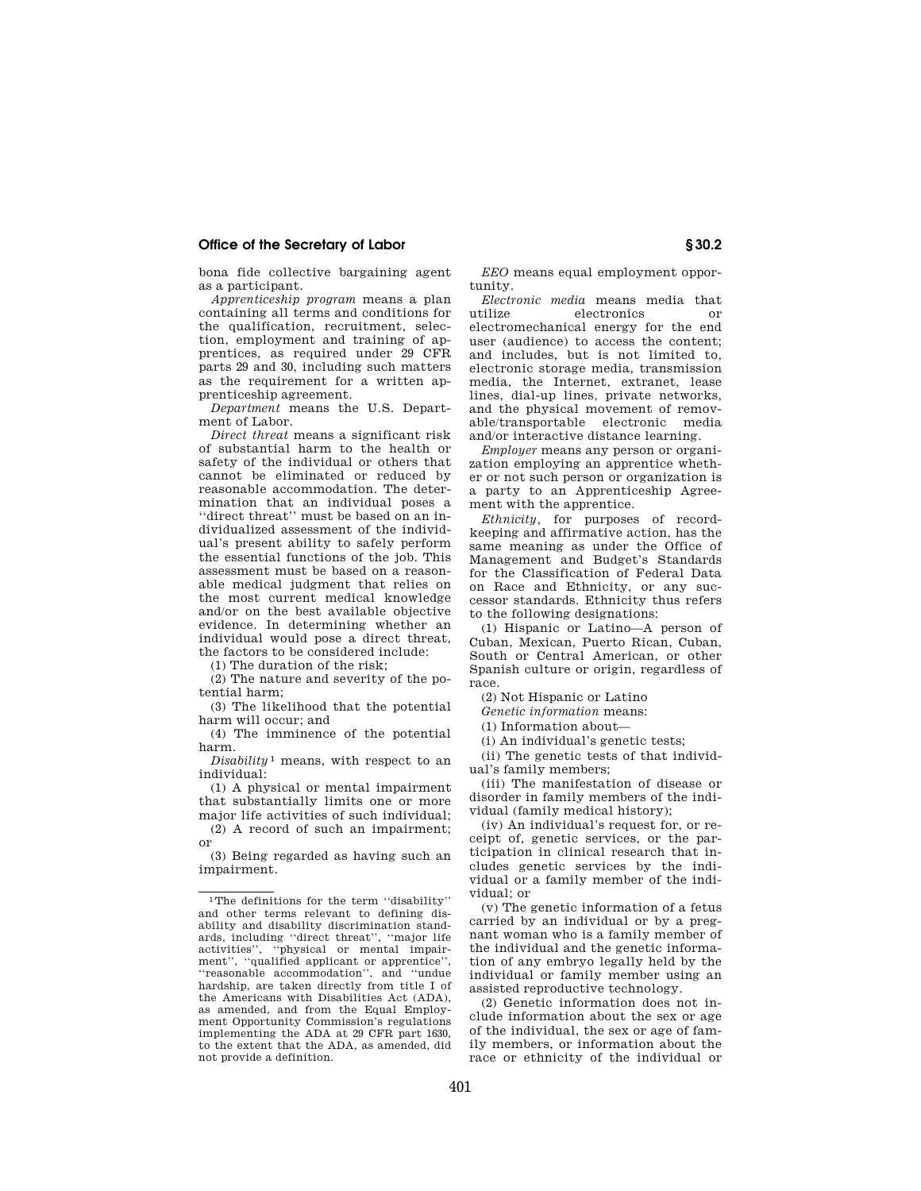bona fide collective bargaining agent as a participant.

*Apprenticeship program* means a plan containing all terms and conditions for the qualification, recruitment, selection, employment and training of apprentices, as required under 29 CFR parts 29 and 30, including such matters as the requirement for a written apprenticeship agreement.

*Department* means the U.S. Department of Labor.

*Direct threat* means a significant risk of substantial harm to the health or safety of the individual or others that cannot be eliminated or reduced by reasonable accommodation. The determination that an individual poses a ''direct threat'' must be based on an individualized assessment of the individual's present ability to safely perform the essential functions of the job. This assessment must be based on a reasonable medical judgment that relies on the most current medical knowledge and/or on the best available objective evidence. In determining whether an individual would pose a direct threat, the factors to be considered include:

(1) The duration of the risk;

(2) The nature and severity of the potential harm;

(3) The likelihood that the potential harm will occur; and

(4) The imminence of the potential harm.

*Disability* [1] means, with respect to an individual:

(1) A physical or mental impairment that substantially limits one or more major life activities of such individual;

(2) A record of such an impairment; or

(3) Being regarded as having such an impairment.

*EEO* means equal employment opportunity.

*Electronic media* means media that utilize electronics or electromechanical energy for the end user (audience) to access the content; and includes, but is not limited to, electronic storage media, transmission media, the Internet, extranet, lease lines, dial-up lines, private networks, and the physical movement of removable/transportable electronic media and/or interactive distance learning.

*Employer* means any person or organization employing an apprentice whether or not such person or organization is a party to an Apprenticeship Agreement with the apprentice.

*Ethnicity*, for purposes of recordkeeping and affirmative action, has the same meaning as under the Office of Management and Budget's Standards for the Classification of Federal Data on Race and Ethnicity, or any successor standards. Ethnicity thus refers to the following designations:

(1) Hispanic or Latino—A person of Cuban, Mexican, Puerto Rican, Cuban, South or Central American, or other Spanish culture or origin, regardless of race.

(2) Not Hispanic or Latino

*Genetic information* means:

(1) Information about—

(i) An individual's genetic tests;

(ii) The genetic tests of that individual's family members;

(iii) The manifestation of disease or disorder in family members of the individual (family medical history);

(iv) An individual's request for, or receipt of, genetic services, or the participation in clinical research that includes genetic services by the individual or a family member of the individual; or

(v) The genetic information of a fetus carried by an individual or by a pregnant woman who is a family member of the individual and the genetic information of any embryo legally held by the individual or family member using an assisted reproductive technology.

(2) Genetic information does not include information about the sex or age of the individual, the sex or age of family members, or information about the race or ethnicity of the individual or

---

[1] The definitions for the term ''disability'' and other terms relevant to defining disability and disability discrimination standards, including ''direct threat'', ''major life activities'', ''physical or mental impairment'', ''qualified applicant or apprentice'', ''reasonable accommodation'', and ''undue hardship, are taken directly from title I of the Americans with Disabilities Act (ADA), as amended, and from the Equal Employment Opportunity Commission's regulations implementing the ADA at 29 CFR part 1630, to the extent that the ADA, as amended, did not provide a definition.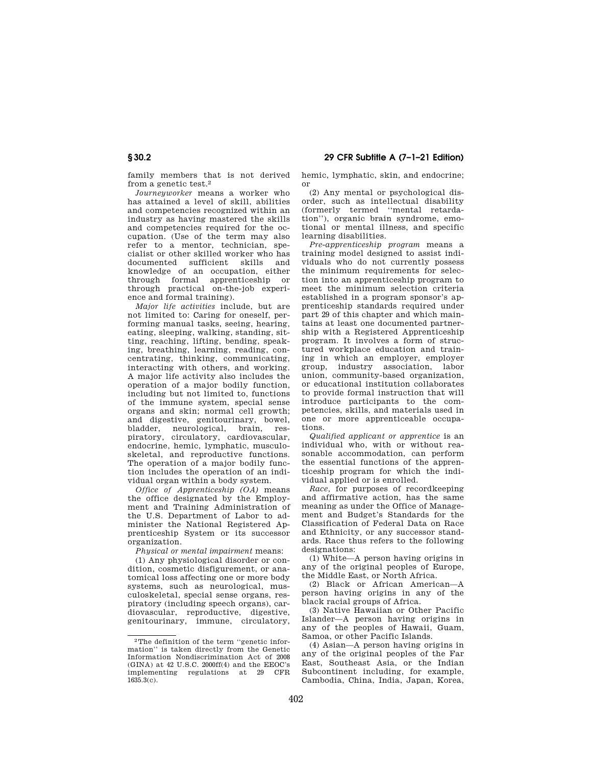family members that is not derived from a genetic test.[2]

*Journeyworker* means a worker who has attained a level of skill, abilities and competencies recognized within an industry as having mastered the skills and competencies required for the occupation. (Use of the term may also refer to a mentor, technician, specialist or other skilled worker who has documented sufficient skills and knowledge of an occupation, either through formal apprenticeship or through practical on-the-job experience and formal training).

*Major life activities* include, but are not limited to: Caring for oneself, performing manual tasks, seeing, hearing, eating, sleeping, walking, standing, sitting, reaching, lifting, bending, speaking, breathing, learning, reading, concentrating, thinking, communicating, interacting with others, and working. A major life activity also includes the operation of a major bodily function, including but not limited to, functions of the immune system, special sense organs and skin; normal cell growth; and digestive, genitourinary, bowel, bladder, neurological, brain, respiratory, circulatory, cardiovascular, endocrine, hemic, lymphatic, musculoskeletal, and reproductive functions. The operation of a major bodily function includes the operation of an individual organ within a body system.

*Office of Apprenticeship (OA)* means the office designated by the Employment and Training Administration of the U.S. Department of Labor to administer the National Registered Apprenticeship System or its successor organization.

*Physical or mental impairment* means:

(1) Any physiological disorder or condition, cosmetic disfigurement, or anatomical loss affecting one or more body systems, such as neurological, musculoskeletal, special sense organs, respiratory (including speech organs), cardiovascular, reproductive, digestive, genitourinary, immune, circulatory, hemic, lymphatic, skin, and endocrine; or

(2) Any mental or psychological disorder, such as intellectual disability (formerly termed ''mental retardation''), organic brain syndrome, emotional or mental illness, and specific learning disabilities.

*Pre-apprenticeship program* means a training model designed to assist individuals who do not currently possess the minimum requirements for selection into an apprenticeship program to meet the minimum selection criteria established in a program sponsor's apprenticeship standards required under part 29 of this chapter and which maintains at least one documented partnership with a Registered Apprenticeship program. It involves a form of structured workplace education and training in which an employer, employer group, industry association, labor union, community-based organization, or educational institution collaborates to provide formal instruction that will introduce participants to the competencies, skills, and materials used in one or more apprenticeable occupations.

*Qualified applicant or apprentice* is an individual who, with or without reasonable accommodation, can perform the essential functions of the apprenticeship program for which the individual applied or is enrolled.

*Race*, for purposes of recordkeeping and affirmative action, has the same meaning as under the Office of Management and Budget's Standards for the Classification of Federal Data on Race and Ethnicity, or any successor standards. Race thus refers to the following designations:

(1) White—A person having origins in any of the original peoples of Europe, the Middle East, or North Africa.

(2) Black or African American—A person having origins in any of the black racial groups of Africa.

(3) Native Hawaiian or Other Pacific Islander—A person having origins in any of the peoples of Hawaii, Guam, Samoa, or other Pacific Islands.

(4) Asian—A person having origins in any of the original peoples of the Far East, Southeast Asia, or the Indian Subcontinent including, for example, Cambodia, China, India, Japan, Korea,

---

[2] The definition of the term ''genetic information'' is taken directly from the Genetic Information Nondiscrimination Act of 2008 (GINA) at 42 U.S.C. 2000ff(4) and the EEOC's implementing regulations at 29 CFR 1635.3(c).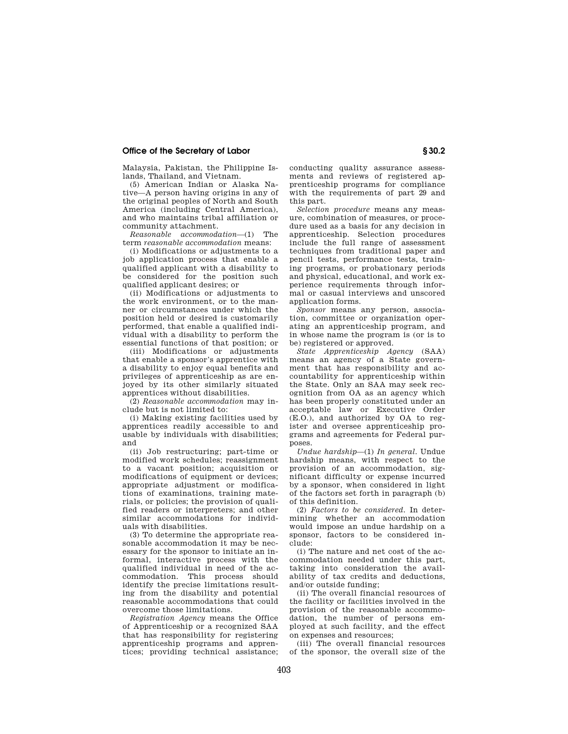Malaysia, Pakistan, the Philippine Islands, Thailand, and Vietnam.

(5) American Indian or Alaska Native—A person having origins in any of the original peoples of North and South America (including Central America), and who maintains tribal affiliation or community attachment.

*Reasonable accommodation*—(1) The term *reasonable accommodation* means:

(i) Modifications or adjustments to a job application process that enable a qualified applicant with a disability to be considered for the position such qualified applicant desires; or

(ii) Modifications or adjustments to the work environment, or to the manner or circumstances under which the position held or desired is customarily performed, that enable a qualified individual with a disability to perform the essential functions of that position; or

(iii) Modifications or adjustments that enable a sponsor's apprentice with a disability to enjoy equal benefits and privileges of apprenticeship as are enjoyed by its other similarly situated apprentices without disabilities.

(2) *Reasonable accommodation* may include but is not limited to:

(i) Making existing facilities used by apprentices readily accessible to and usable by individuals with disabilities; and

(ii) Job restructuring; part-time or modified work schedules; reassignment to a vacant position; acquisition or modifications of equipment or devices; appropriate adjustment or modifications of examinations, training materials, or policies; the provision of qualified readers or interpreters; and other similar accommodations for individuals with disabilities.

(3) To determine the appropriate reasonable accommodation it may be necessary for the sponsor to initiate an informal, interactive process with the qualified individual in need of the accommodation. This process should identify the precise limitations resulting from the disability and potential reasonable accommodations that could overcome those limitations.

*Registration Agency* means the Office of Apprenticeship or a recognized SAA that has responsibility for registering apprenticeship programs and apprentices; providing technical assistance; conducting quality assurance assessments and reviews of registered apprenticeship programs for compliance with the requirements of part 29 and this part.

*Selection procedure* means any measure, combination of measures, or procedure used as a basis for any decision in apprenticeship. Selection procedures include the full range of assessment techniques from traditional paper and pencil tests, performance tests, training programs, or probationary periods and physical, educational, and work experience requirements through informal or casual interviews and unscored application forms.

*Sponsor* means any person, association, committee or organization operating an apprenticeship program, and in whose name the program is (or is to be) registered or approved.

*State Apprenticeship Agency* (SAA) means an agency of a State government that has responsibility and accountability for apprenticeship within the State. Only an SAA may seek recognition from OA as an agency which has been properly constituted under an acceptable law or Executive Order (E.O.), and authorized by OA to register and oversee apprenticeship programs and agreements for Federal purposes.

*Undue hardship*—(1) *In general*. Undue hardship means, with respect to the provision of an accommodation, significant difficulty or expense incurred by a sponsor, when considered in light of the factors set forth in paragraph (b) of this definition.

(2) *Factors to be considered*. In determining whether an accommodation would impose an undue hardship on a sponsor, factors to be considered include:

(i) The nature and net cost of the accommodation needed under this part, taking into consideration the availability of tax credits and deductions, and/or outside funding;

(ii) The overall financial resources of the facility or facilities involved in the provision of the reasonable accommodation, the number of persons employed at such facility, and the effect on expenses and resources;

(iii) The overall financial resources of the sponsor, the overall size of the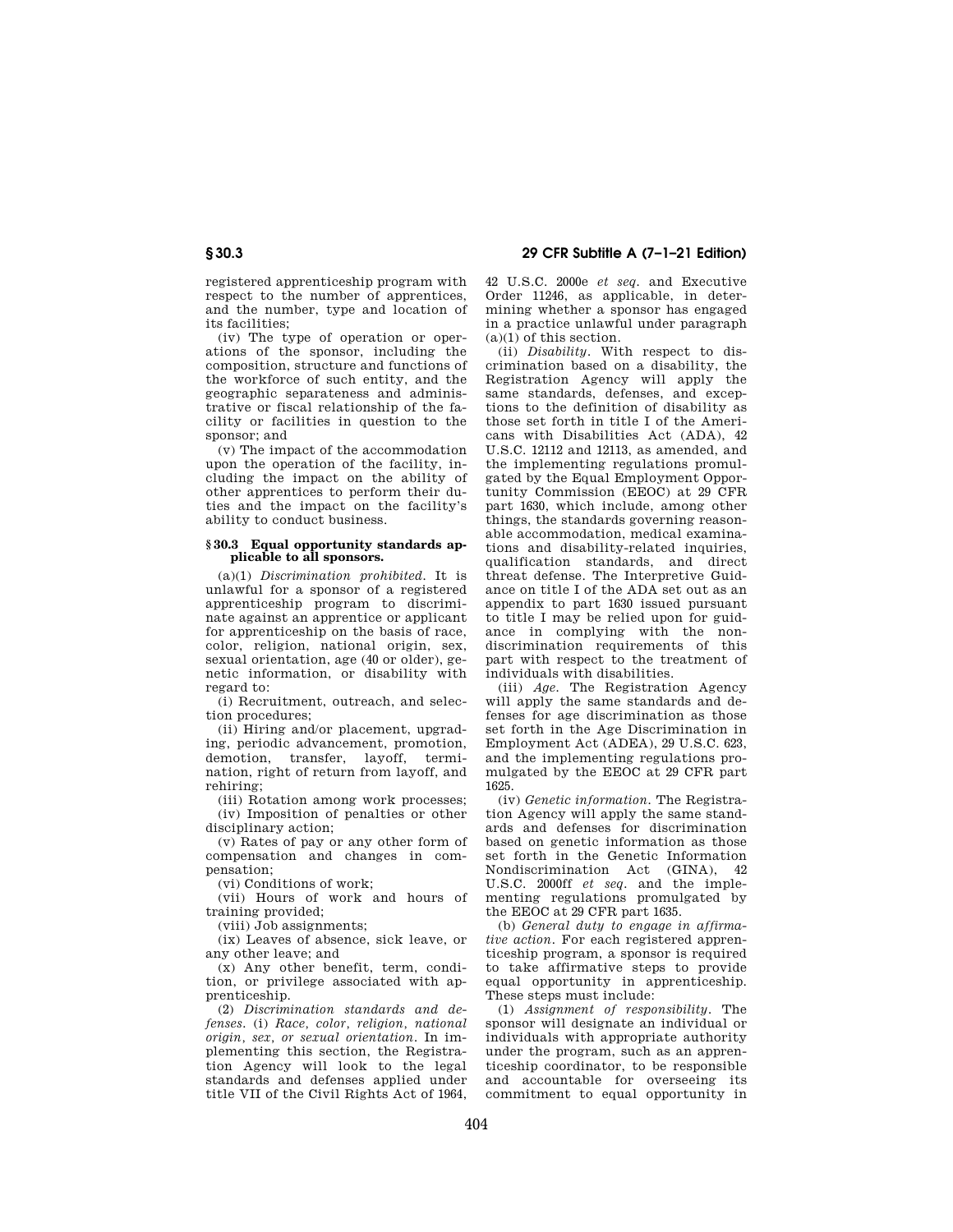registered apprenticeship program with respect to the number of apprentices, and the number, type and location of its facilities;

(iv) The type of operation or operations of the sponsor, including the composition, structure and functions of the workforce of such entity, and the geographic separateness and administrative or fiscal relationship of the facility or facilities in question to the sponsor; and

(v) The impact of the accommodation upon the operation of the facility, including the impact on the ability of other apprentices to perform their duties and the impact on the facility's ability to conduct business.

### § 30.3 Equal opportunity standards applicable to all sponsors.

(a)(1) *Discrimination prohibited.* It is unlawful for a sponsor of a registered apprenticeship program to discriminate against an apprentice or applicant for apprenticeship on the basis of race, color, religion, national origin, sex, sexual orientation, age (40 or older), genetic information, or disability with regard to:

(i) Recruitment, outreach, and selection procedures;

(ii) Hiring and/or placement, upgrading, periodic advancement, promotion, demotion, transfer, layoff, termination, right of return from layoff, and rehiring;

(iii) Rotation among work processes;

(iv) Imposition of penalties or other disciplinary action;

(v) Rates of pay or any other form of compensation and changes in compensation;

(vi) Conditions of work;

(vii) Hours of work and hours of training provided;

(viii) Job assignments;

(ix) Leaves of absence, sick leave, or any other leave; and

(x) Any other benefit, term, condition, or privilege associated with apprenticeship.

(2) *Discrimination standards and defenses.* (i) *Race, color, religion, national origin, sex, or sexual orientation.* In implementing this section, the Registration Agency will look to the legal standards and defenses applied under title VII of the Civil Rights Act of 1964, 42 U.S.C. 2000e *et seq.* and Executive Order 11246, as applicable, in determining whether a sponsor has engaged in a practice unlawful under paragraph (a)(1) of this section.

(ii) *Disability.* With respect to discrimination based on a disability, the Registration Agency will apply the same standards, defenses, and exceptions to the definition of disability as those set forth in title I of the Americans with Disabilities Act (ADA), 42 U.S.C. 12112 and 12113, as amended, and the implementing regulations promulgated by the Equal Employment Opportunity Commission (EEOC) at 29 CFR part 1630, which include, among other things, the standards governing reasonable accommodation, medical examinations and disability-related inquiries, qualification standards, and direct threat defense. The Interpretive Guidance on title I of the ADA set out as an appendix to part 1630 issued pursuant to title I may be relied upon for guidance in complying with the nondiscrimination requirements of this part with respect to the treatment of individuals with disabilities.

(iii) *Age.* The Registration Agency will apply the same standards and defenses for age discrimination as those set forth in the Age Discrimination in Employment Act (ADEA), 29 U.S.C. 623, and the implementing regulations promulgated by the EEOC at 29 CFR part 1625.

(iv) *Genetic information.* The Registration Agency will apply the same standards and defenses for discrimination based on genetic information as those set forth in the Genetic Information Nondiscrimination Act (GINA), 42 U.S.C. 2000ff *et seq.* and the implementing regulations promulgated by the EEOC at 29 CFR part 1635.

(b) *General duty to engage in affirmative action.* For each registered apprenticeship program, a sponsor is required to take affirmative steps to provide equal opportunity in apprenticeship. These steps must include:

(1) *Assignment of responsibility.* The sponsor will designate an individual or individuals with appropriate authority under the program, such as an apprenticeship coordinator, to be responsible and accountable for overseeing its commitment to equal opportunity in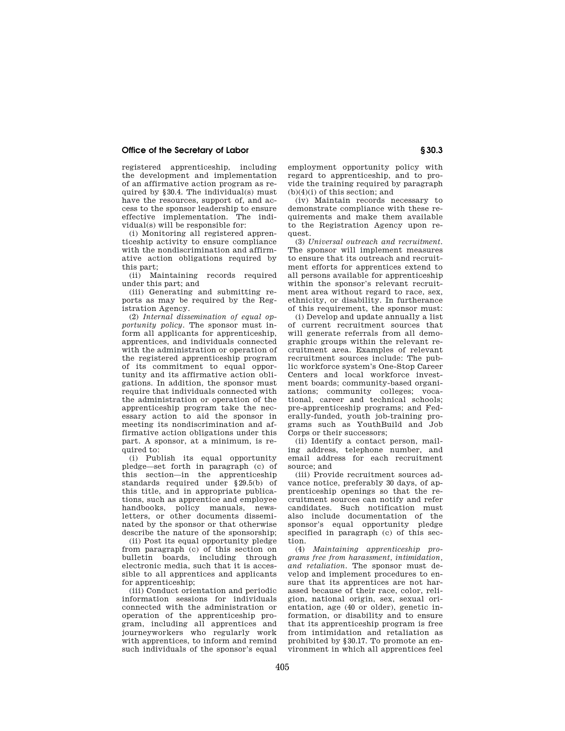registered apprenticeship, including the development and implementation of an affirmative action program as required by §30.4. The individual(s) must have the resources, support of, and access to the sponsor leadership to ensure effective implementation. The individual(s) will be responsible for:

(i) Monitoring all registered apprenticeship activity to ensure compliance with the nondiscrimination and affirmative action obligations required by this part;

(ii) Maintaining records required under this part; and

(iii) Generating and submitting reports as may be required by the Registration Agency.

(2) *Internal dissemination of equal opportunity policy.* The sponsor must inform all applicants for apprenticeship, apprentices, and individuals connected with the administration or operation of the registered apprenticeship program of its commitment to equal opportunity and its affirmative action obligations. In addition, the sponsor must require that individuals connected with the administration or operation of the apprenticeship program take the necessary action to aid the sponsor in meeting its nondiscrimination and affirmative action obligations under this part. A sponsor, at a minimum, is required to:

(i) Publish its equal opportunity pledge—set forth in paragraph (c) of this section—in the apprenticeship standards required under §29.5(b) of this title, and in appropriate publications, such as apprentice and employee handbooks, policy manuals, newsletters, or other documents disseminated by the sponsor or that otherwise describe the nature of the sponsorship;

(ii) Post its equal opportunity pledge from paragraph (c) of this section on bulletin boards, including through electronic media, such that it is accessible to all apprentices and applicants for apprenticeship;

(iii) Conduct orientation and periodic information sessions for individuals connected with the administration or operation of the apprenticeship program, including all apprentices and journeyworkers who regularly work with apprentices, to inform and remind such individuals of the sponsor's equal employment opportunity policy with regard to apprenticeship, and to provide the training required by paragraph (b)(4)(i) of this section; and

(iv) Maintain records necessary to demonstrate compliance with these requirements and make them available to the Registration Agency upon request.

(3) *Universal outreach and recruitment.* The sponsor will implement measures to ensure that its outreach and recruitment efforts for apprentices extend to all persons available for apprenticeship within the sponsor's relevant recruitment area without regard to race, sex, ethnicity, or disability. In furtherance of this requirement, the sponsor must:

(i) Develop and update annually a list of current recruitment sources that will generate referrals from all demographic groups within the relevant recruitment area. Examples of relevant recruitment sources include: The public workforce system's One-Stop Career Centers and local workforce investment boards; community-based organizations; community colleges; vocational, career and technical schools; pre-apprenticeship programs; and Federally-funded, youth job-training programs such as YouthBuild and Job Corps or their successors;

(ii) Identify a contact person, mailing address, telephone number, and email address for each recruitment source; and

(iii) Provide recruitment sources advance notice, preferably 30 days, of apprenticeship openings so that the recruitment sources can notify and refer candidates. Such notification must also include documentation of the sponsor's equal opportunity pledge specified in paragraph (c) of this section.

(4) *Maintaining apprenticeship programs free from harassment, intimidation, and retaliation.* The sponsor must develop and implement procedures to ensure that its apprentices are not harassed because of their race, color, religion, national origin, sex, sexual orientation, age (40 or older), genetic information, or disability and to ensure that its apprenticeship program is free from intimidation and retaliation as prohibited by §30.17. To promote an environment in which all apprentices feel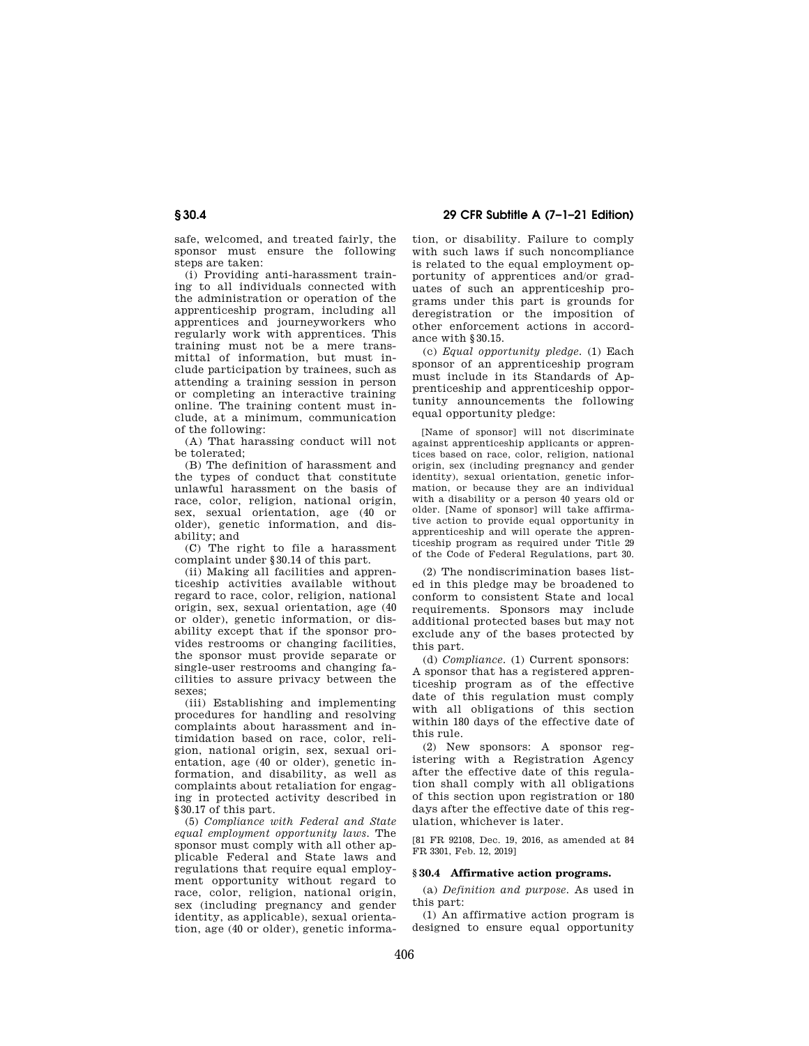safe, welcomed, and treated fairly, the sponsor must ensure the following steps are taken:

(i) Providing anti-harassment training to all individuals connected with the administration or operation of the apprenticeship program, including all apprentices and journeyworkers who regularly work with apprentices. This training must not be a mere transmittal of information, but must include participation by trainees, such as attending a training session in person or completing an interactive training online. The training content must include, at a minimum, communication of the following:

(A) That harassing conduct will not be tolerated;

(B) The definition of harassment and the types of conduct that constitute unlawful harassment on the basis of race, color, religion, national origin, sex, sexual orientation, age (40 or older), genetic information, and disability; and

(C) The right to file a harassment complaint under §30.14 of this part.

(ii) Making all facilities and apprenticeship activities available without regard to race, color, religion, national origin, sex, sexual orientation, age (40 or older), genetic information, or disability except that if the sponsor provides restrooms or changing facilities, the sponsor must provide separate or single-user restrooms and changing facilities to assure privacy between the sexes;

(iii) Establishing and implementing procedures for handling and resolving complaints about harassment and intimidation based on race, color, religion, national origin, sex, sexual orientation, age (40 or older), genetic information, and disability, as well as complaints about retaliation for engaging in protected activity described in §30.17 of this part.

(5) *Compliance with Federal and State equal employment opportunity laws.* The sponsor must comply with all other applicable Federal and State laws and regulations that require equal employment opportunity without regard to race, color, religion, national origin, sex (including pregnancy and gender identity, as applicable), sexual orientation, age (40 or older), genetic information, or disability. Failure to comply with such laws if such noncompliance is related to the equal employment opportunity of apprentices and/or graduates of such an apprenticeship programs under this part is grounds for deregistration or the imposition of other enforcement actions in accordance with §30.15.

(c) *Equal opportunity pledge.* (1) Each sponsor of an apprenticeship program must include in its Standards of Apprenticeship and apprenticeship opportunity announcements the following equal opportunity pledge:

> [Name of sponsor] will not discriminate against apprenticeship applicants or apprentices based on race, color, religion, national origin, sex (including pregnancy and gender identity), sexual orientation, genetic information, or because they are an individual with a disability or a person 40 years old or older. [Name of sponsor] will take affirmative action to provide equal opportunity in apprenticeship and will operate the apprenticeship program as required under Title 29 of the Code of Federal Regulations, part 30.

(2) The nondiscrimination bases listed in this pledge may be broadened to conform to consistent State and local requirements. Sponsors may include additional protected bases but may not exclude any of the bases protected by this part.

(d) *Compliance.* (1) Current sponsors: A sponsor that has a registered apprenticeship program as of the effective date of this regulation must comply with all obligations of this section within 180 days of the effective date of this rule.

(2) New sponsors: A sponsor registering with a Registration Agency after the effective date of this regulation shall comply with all obligations of this section upon registration or 180 days after the effective date of this regulation, whichever is later.

[81 FR 92108, Dec. 19, 2016, as amended at 84 FR 3301, Feb. 12, 2019]

### §30.4 Affirmative action programs.

(a) *Definition and purpose.* As used in this part:

(1) An affirmative action program is designed to ensure equal opportunity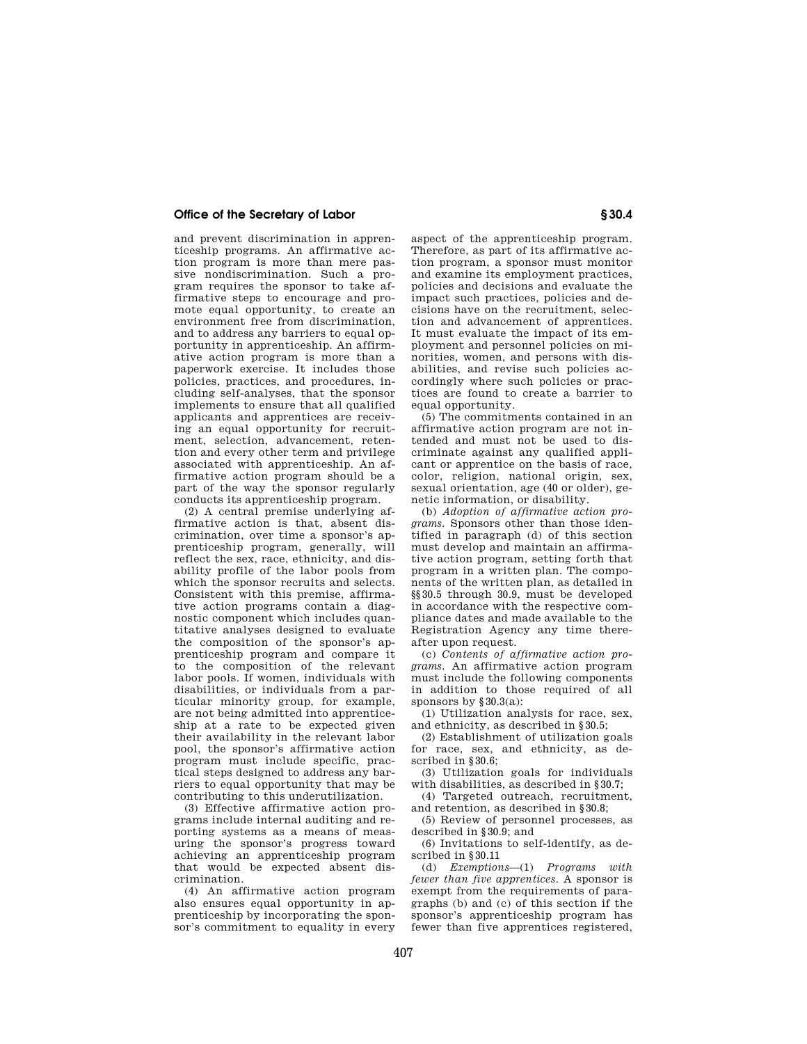and prevent discrimination in apprenticeship programs. An affirmative action program is more than mere passive nondiscrimination. Such a program requires the sponsor to take affirmative steps to encourage and promote equal opportunity, to create an environment free from discrimination, and to address any barriers to equal opportunity in apprenticeship. An affirmative action program is more than a paperwork exercise. It includes those policies, practices, and procedures, including self-analyses, that the sponsor implements to ensure that all qualified applicants and apprentices are receiving an equal opportunity for recruitment, selection, advancement, retention and every other term and privilege associated with apprenticeship. An affirmative action program should be a part of the way the sponsor regularly conducts its apprenticeship program.

(2) A central premise underlying affirmative action is that, absent discrimination, over time a sponsor's apprenticeship program, generally, will reflect the sex, race, ethnicity, and disability profile of the labor pools from which the sponsor recruits and selects. Consistent with this premise, affirmative action programs contain a diagnostic component which includes quantitative analyses designed to evaluate the composition of the sponsor's apprenticeship program and compare it to the composition of the relevant labor pools. If women, individuals with disabilities, or individuals from a particular minority group, for example, are not being admitted into apprenticeship at a rate to be expected given their availability in the relevant labor pool, the sponsor's affirmative action program must include specific, practical steps designed to address any barriers to equal opportunity that may be contributing to this underutilization.

(3) Effective affirmative action programs include internal auditing and reporting systems as a means of measuring the sponsor's progress toward achieving an apprenticeship program that would be expected absent discrimination.

(4) An affirmative action program also ensures equal opportunity in apprenticeship by incorporating the sponsor's commitment to equality in every aspect of the apprenticeship program. Therefore, as part of its affirmative action program, a sponsor must monitor and examine its employment practices, policies and decisions and evaluate the impact such practices, policies and decisions have on the recruitment, selection and advancement of apprentices. It must evaluate the impact of its employment and personnel policies on minorities, women, and persons with disabilities, and revise such policies accordingly where such policies or practices are found to create a barrier to equal opportunity.

(5) The commitments contained in an affirmative action program are not intended and must not be used to discriminate against any qualified applicant or apprentice on the basis of race, color, religion, national origin, sex, sexual orientation, age (40 or older), genetic information, or disability.

(b) *Adoption of affirmative action programs.* Sponsors other than those identified in paragraph (d) of this section must develop and maintain an affirmative action program, setting forth that program in a written plan. The components of the written plan, as detailed in §§30.5 through 30.9, must be developed in accordance with the respective compliance dates and made available to the Registration Agency any time thereafter upon request.

(c) *Contents of affirmative action programs.* An affirmative action program must include the following components in addition to those required of all sponsors by §30.3(a):

(1) Utilization analysis for race, sex, and ethnicity, as described in §30.5;

(2) Establishment of utilization goals for race, sex, and ethnicity, as described in §30.6;

(3) Utilization goals for individuals with disabilities, as described in §30.7;

(4) Targeted outreach, recruitment, and retention, as described in §30.8;

(5) Review of personnel processes, as described in §30.9; and

(6) Invitations to self-identify, as described in §30.11

(d) *Exemptions*—(1) *Programs with fewer than five apprentices.* A sponsor is exempt from the requirements of paragraphs (b) and (c) of this section if the sponsor's apprenticeship program has fewer than five apprentices registered,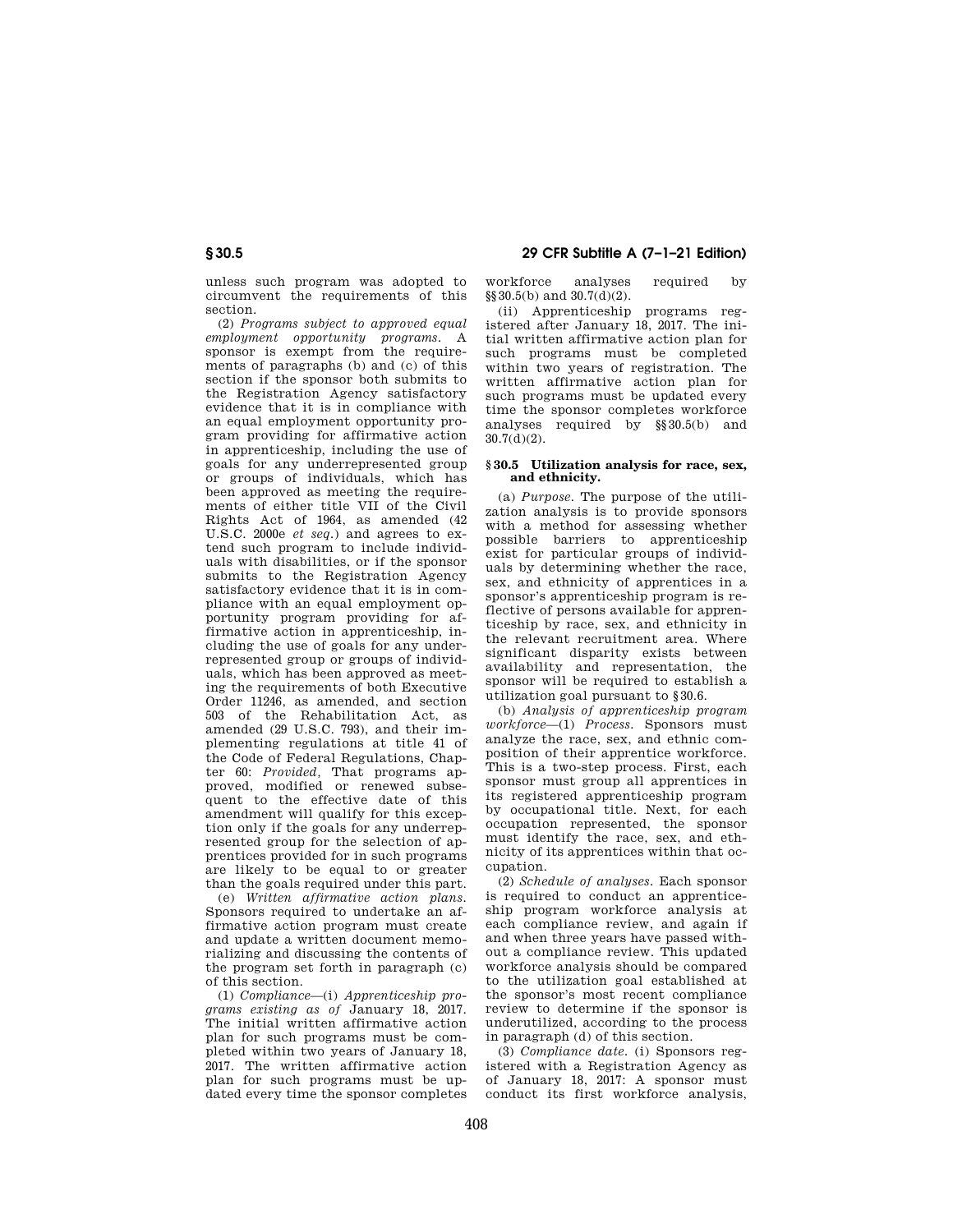unless such program was adopted to circumvent the requirements of this section.

(2) *Programs subject to approved equal employment opportunity programs.* A sponsor is exempt from the requirements of paragraphs (b) and (c) of this section if the sponsor both submits to the Registration Agency satisfactory evidence that it is in compliance with an equal employment opportunity program providing for affirmative action in apprenticeship, including the use of goals for any underrepresented group or groups of individuals, which has been approved as meeting the requirements of either title VII of the Civil Rights Act of 1964, as amended (42 U.S.C. 2000e *et seq.*) and agrees to extend such program to include individuals with disabilities, or if the sponsor submits to the Registration Agency satisfactory evidence that it is in compliance with an equal employment opportunity program providing for affirmative action in apprenticeship, including the use of goals for any underrepresented group or groups of individuals, which has been approved as meeting the requirements of both Executive Order 11246, as amended, and section 503 of the Rehabilitation Act, as amended (29 U.S.C. 793), and their implementing regulations at title 41 of the Code of Federal Regulations, Chapter 60: *Provided,* That programs approved, modified or renewed subsequent to the effective date of this amendment will qualify for this exception only if the goals for any underrepresented group for the selection of apprentices provided for in such programs are likely to be equal to or greater than the goals required under this part.

(e) *Written affirmative action plans.* Sponsors required to undertake an affirmative action program must create and update a written document memorializing and discussing the contents of the program set forth in paragraph (c) of this section.

(1) *Compliance*—(i) *Apprenticeship programs existing as of* January 18, 2017. The initial written affirmative action plan for such programs must be completed within two years of January 18, 2017. The written affirmative action plan for such programs must be updated every time the sponsor completes workforce analyses required by §§30.5(b) and 30.7(d)(2).

(ii) Apprenticeship programs registered after January 18, 2017. The initial written affirmative action plan for such programs must be completed within two years of registration. The written affirmative action plan for such programs must be updated every time the sponsor completes workforce analyses required by §§30.5(b) and 30.7(d)(2).

### §30.5 Utilization analysis for race, sex, and ethnicity.

(a) *Purpose.* The purpose of the utilization analysis is to provide sponsors with a method for assessing whether possible barriers to apprenticeship exist for particular groups of individuals by determining whether the race, sex, and ethnicity of apprentices in a sponsor's apprenticeship program is reflective of persons available for apprenticeship by race, sex, and ethnicity in the relevant recruitment area. Where significant disparity exists between availability and representation, the sponsor will be required to establish a utilization goal pursuant to §30.6.

(b) *Analysis of apprenticeship program workforce*—(1) *Process.* Sponsors must analyze the race, sex, and ethnic composition of their apprentice workforce. This is a two-step process. First, each sponsor must group all apprentices in its registered apprenticeship program by occupational title. Next, for each occupation represented, the sponsor must identify the race, sex, and ethnicity of its apprentices within that occupation.

(2) *Schedule of analyses.* Each sponsor is required to conduct an apprenticeship program workforce analysis at each compliance review, and again if and when three years have passed without a compliance review. This updated workforce analysis should be compared to the utilization goal established at the sponsor's most recent compliance review to determine if the sponsor is underutilized, according to the process in paragraph (d) of this section.

(3) *Compliance date.* (i) Sponsors registered with a Registration Agency as of January 18, 2017: A sponsor must conduct its first workforce analysis,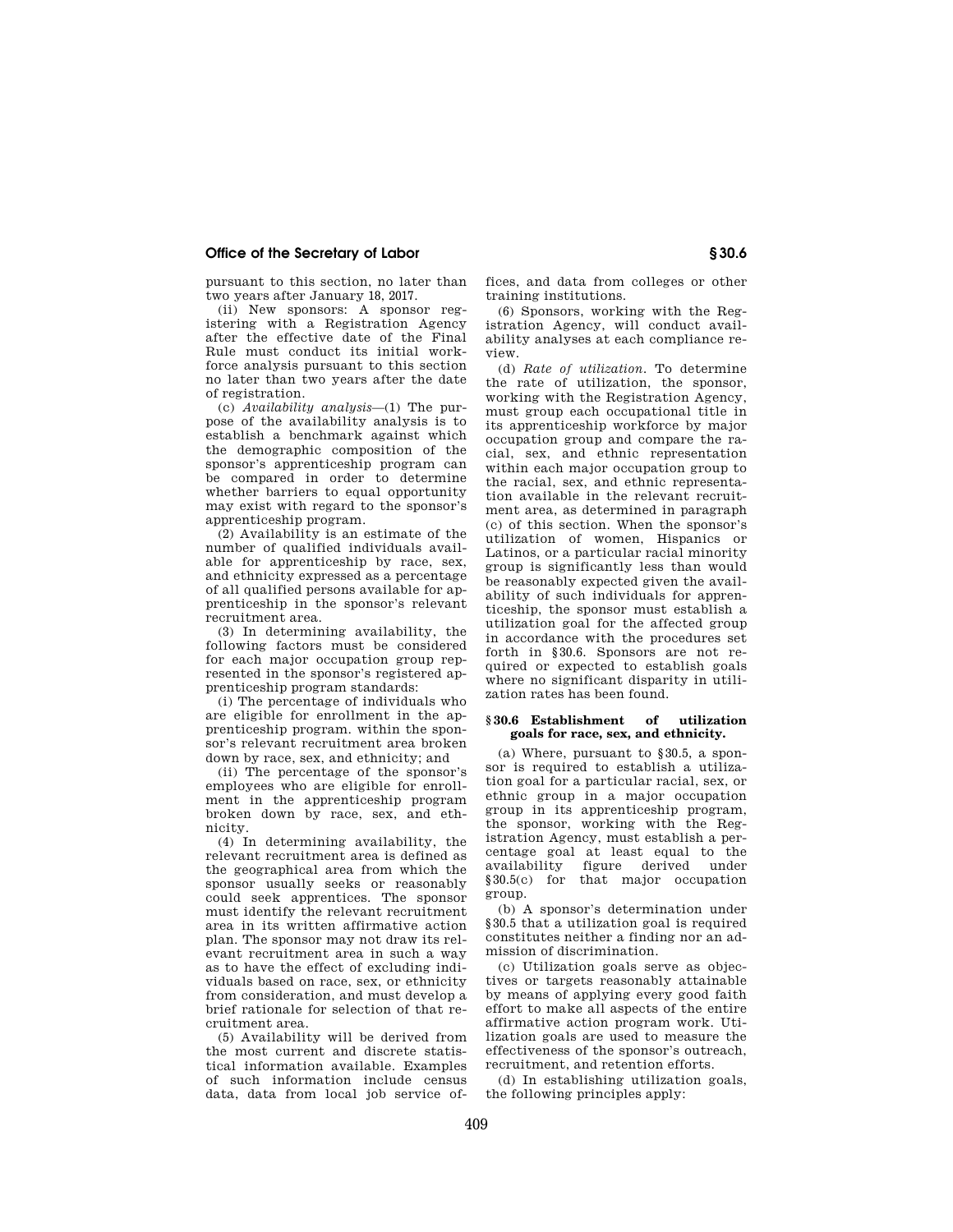pursuant to this section, no later than two years after January 18, 2017.

(ii) New sponsors: A sponsor registering with a Registration Agency after the effective date of the Final Rule must conduct its initial workforce analysis pursuant to this section no later than two years after the date of registration.

(c) *Availability analysis*—(1) The purpose of the availability analysis is to establish a benchmark against which the demographic composition of the sponsor's apprenticeship program can be compared in order to determine whether barriers to equal opportunity may exist with regard to the sponsor's apprenticeship program.

(2) Availability is an estimate of the number of qualified individuals available for apprenticeship by race, sex, and ethnicity expressed as a percentage of all qualified persons available for apprenticeship in the sponsor's relevant recruitment area.

(3) In determining availability, the following factors must be considered for each major occupation group represented in the sponsor's registered apprenticeship program standards:

(i) The percentage of individuals who are eligible for enrollment in the apprenticeship program. within the sponsor's relevant recruitment area broken down by race, sex, and ethnicity; and

(ii) The percentage of the sponsor's employees who are eligible for enrollment in the apprenticeship program broken down by race, sex, and ethnicity.

(4) In determining availability, the relevant recruitment area is defined as the geographical area from which the sponsor usually seeks or reasonably could seek apprentices. The sponsor must identify the relevant recruitment area in its written affirmative action plan. The sponsor may not draw its relevant recruitment area in such a way as to have the effect of excluding individuals based on race, sex, or ethnicity from consideration, and must develop a brief rationale for selection of that recruitment area.

(5) Availability will be derived from the most current and discrete statistical information available. Examples of such information include census data, data from local job service offices, and data from colleges or other training institutions.

(6) Sponsors, working with the Registration Agency, will conduct availability analyses at each compliance review.

(d) *Rate of utilization*. To determine the rate of utilization, the sponsor, working with the Registration Agency, must group each occupational title in its apprenticeship workforce by major occupation group and compare the racial, sex, and ethnic representation within each major occupation group to the racial, sex, and ethnic representation available in the relevant recruitment area, as determined in paragraph (c) of this section. When the sponsor's utilization of women, Hispanics or Latinos, or a particular racial minority group is significantly less than would be reasonably expected given the availability of such individuals for apprenticeship, the sponsor must establish a utilization goal for the affected group in accordance with the procedures set forth in §30.6. Sponsors are not required or expected to establish goals where no significant disparity in utilization rates has been found.

## §30.6 Establishment of utilization goals for race, sex, and ethnicity.

(a) Where, pursuant to §30.5, a sponsor is required to establish a utilization goal for a particular racial, sex, or ethnic group in a major occupation group in its apprenticeship program, the sponsor, working with the Registration Agency, must establish a percentage goal at least equal to the availability figure derived under §30.5(c) for that major occupation group.

(b) A sponsor's determination under §30.5 that a utilization goal is required constitutes neither a finding nor an admission of discrimination.

(c) Utilization goals serve as objectives or targets reasonably attainable by means of applying every good faith effort to make all aspects of the entire affirmative action program work. Utilization goals are used to measure the effectiveness of the sponsor's outreach, recruitment, and retention efforts.

(d) In establishing utilization goals, the following principles apply: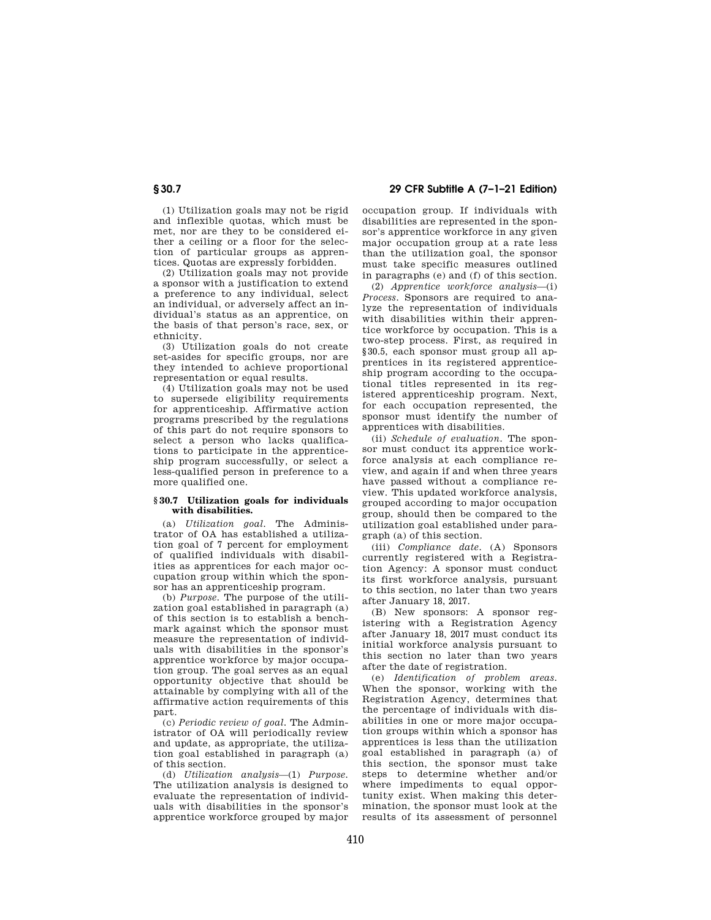(1) Utilization goals may not be rigid and inflexible quotas, which must be met, nor are they to be considered either a ceiling or a floor for the selection of particular groups as apprentices. Quotas are expressly forbidden.

(2) Utilization goals may not provide a sponsor with a justification to extend a preference to any individual, select an individual, or adversely affect an individual's status as an apprentice, on the basis of that person's race, sex, or ethnicity.

(3) Utilization goals do not create set-asides for specific groups, nor are they intended to achieve proportional representation or equal results.

(4) Utilization goals may not be used to supersede eligibility requirements for apprenticeship. Affirmative action programs prescribed by the regulations of this part do not require sponsors to select a person who lacks qualifications to participate in the apprenticeship program successfully, or select a less-qualified person in preference to a more qualified one.

### § 30.7 Utilization goals for individuals with disabilities.

(a) *Utilization goal.* The Administrator of OA has established a utilization goal of 7 percent for employment of qualified individuals with disabilities as apprentices for each major occupation group within which the sponsor has an apprenticeship program.

(b) *Purpose.* The purpose of the utilization goal established in paragraph (a) of this section is to establish a benchmark against which the sponsor must measure the representation of individuals with disabilities in the sponsor's apprentice workforce by major occupation group. The goal serves as an equal opportunity objective that should be attainable by complying with all of the affirmative action requirements of this part.

(c) *Periodic review of goal.* The Administrator of OA will periodically review and update, as appropriate, the utilization goal established in paragraph (a) of this section.

(d) *Utilization analysis*—(1) *Purpose.* The utilization analysis is designed to evaluate the representation of individuals with disabilities in the sponsor's apprentice workforce grouped by major occupation group. If individuals with disabilities are represented in the sponsor's apprentice workforce in any given major occupation group at a rate less than the utilization goal, the sponsor must take specific measures outlined in paragraphs (e) and (f) of this section.

(2) *Apprentice workforce analysis*—(i) *Process.* Sponsors are required to analyze the representation of individuals with disabilities within their apprentice workforce by occupation. This is a two-step process. First, as required in § 30.5, each sponsor must group all apprentices in its registered apprenticeship program according to the occupational titles represented in its registered apprenticeship program. Next, for each occupation represented, the sponsor must identify the number of apprentices with disabilities.

(ii) *Schedule of evaluation.* The sponsor must conduct its apprentice workforce analysis at each compliance review, and again if and when three years have passed without a compliance review. This updated workforce analysis, grouped according to major occupation group, should then be compared to the utilization goal established under paragraph (a) of this section.

(iii) *Compliance date.* (A) Sponsors currently registered with a Registration Agency: A sponsor must conduct its first workforce analysis, pursuant to this section, no later than two years after January 18, 2017.

(B) New sponsors: A sponsor registering with a Registration Agency after January 18, 2017 must conduct its initial workforce analysis pursuant to this section no later than two years after the date of registration.

(e) *Identification of problem areas.* When the sponsor, working with the Registration Agency, determines that the percentage of individuals with disabilities in one or more major occupation groups within which a sponsor has apprentices is less than the utilization goal established in paragraph (a) of this section, the sponsor must take steps to determine whether and/or where impediments to equal opportunity exist. When making this determination, the sponsor must look at the results of its assessment of personnel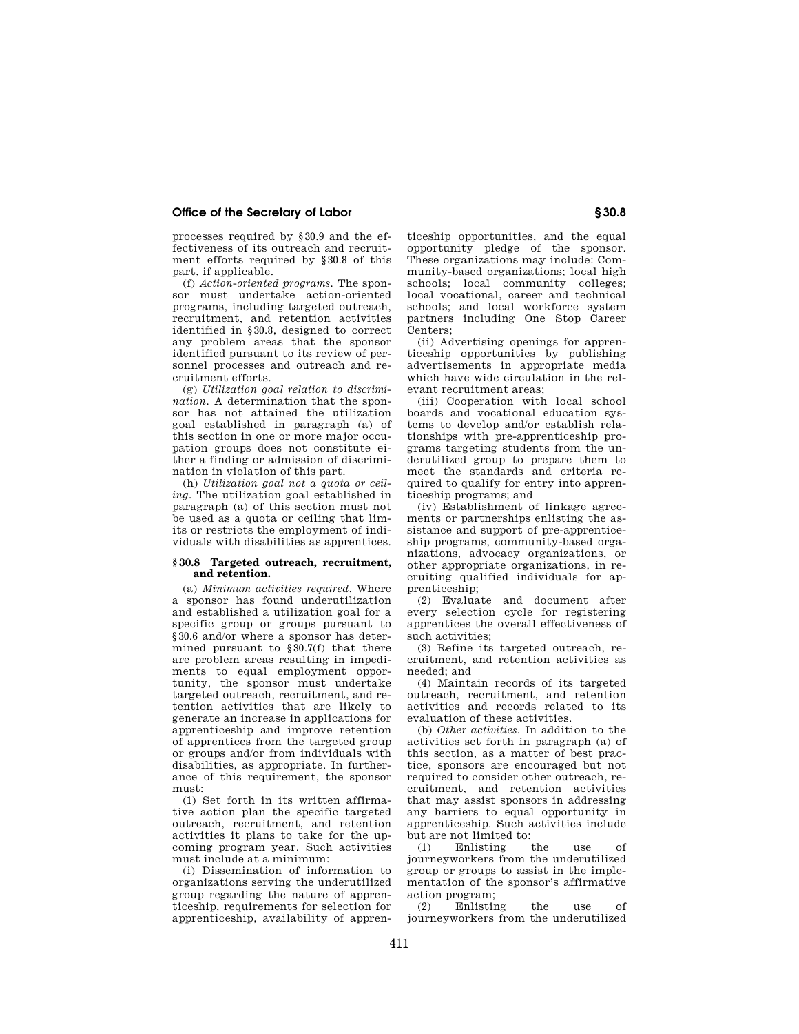processes required by §30.9 and the effectiveness of its outreach and recruitment efforts required by §30.8 of this part, if applicable.

(f) *Action-oriented programs.* The sponsor must undertake action-oriented programs, including targeted outreach, recruitment, and retention activities identified in §30.8, designed to correct any problem areas that the sponsor identified pursuant to its review of personnel processes and outreach and recruitment efforts.

(g) *Utilization goal relation to discrimination.* A determination that the sponsor has not attained the utilization goal established in paragraph (a) of this section in one or more major occupation groups does not constitute either a finding or admission of discrimination in violation of this part.

(h) *Utilization goal not a quota or ceiling.* The utilization goal established in paragraph (a) of this section must not be used as a quota or ceiling that limits or restricts the employment of individuals with disabilities as apprentices.

### §30.8 Targeted outreach, recruitment, and retention.

(a) *Minimum activities required.* Where a sponsor has found underutilization and established a utilization goal for a specific group or groups pursuant to §30.6 and/or where a sponsor has determined pursuant to §30.7(f) that there are problem areas resulting in impediments to equal employment opportunity, the sponsor must undertake targeted outreach, recruitment, and retention activities that are likely to generate an increase in applications for apprenticeship and improve retention of apprentices from the targeted group or groups and/or from individuals with disabilities, as appropriate. In furtherance of this requirement, the sponsor must:

(1) Set forth in its written affirmative action plan the specific targeted outreach, recruitment, and retention activities it plans to take for the upcoming program year. Such activities must include at a minimum:

(i) Dissemination of information to organizations serving the underutilized group regarding the nature of apprenticeship, requirements for selection for apprenticeship, availability of apprenticeship opportunities, and the equal opportunity pledge of the sponsor. These organizations may include: Community-based organizations; local high schools; local community colleges; local vocational, career and technical schools; and local workforce system partners including One Stop Career Centers;

(ii) Advertising openings for apprenticeship opportunities by publishing advertisements in appropriate media which have wide circulation in the relevant recruitment areas;

(iii) Cooperation with local school boards and vocational education systems to develop and/or establish relationships with pre-apprenticeship programs targeting students from the underutilized group to prepare them to meet the standards and criteria required to qualify for entry into apprenticeship programs; and

(iv) Establishment of linkage agreements or partnerships enlisting the assistance and support of pre-apprenticeship programs, community-based organizations, advocacy organizations, or other appropriate organizations, in recruiting qualified individuals for apprenticeship;

(2) Evaluate and document after every selection cycle for registering apprentices the overall effectiveness of such activities;

(3) Refine its targeted outreach, recruitment, and retention activities as needed; and

(4) Maintain records of its targeted outreach, recruitment, and retention activities and records related to its evaluation of these activities.

(b) *Other activities.* In addition to the activities set forth in paragraph (a) of this section, as a matter of best practice, sponsors are encouraged but not required to consider other outreach, recruitment, and retention activities that may assist sponsors in addressing any barriers to equal opportunity in apprenticeship. Such activities include but are not limited to:

(1) Enlisting the use of journeyworkers from the underutilized group or groups to assist in the implementation of the sponsor's affirmative action program;

(2) Enlisting the use of journeyworkers from the underutilized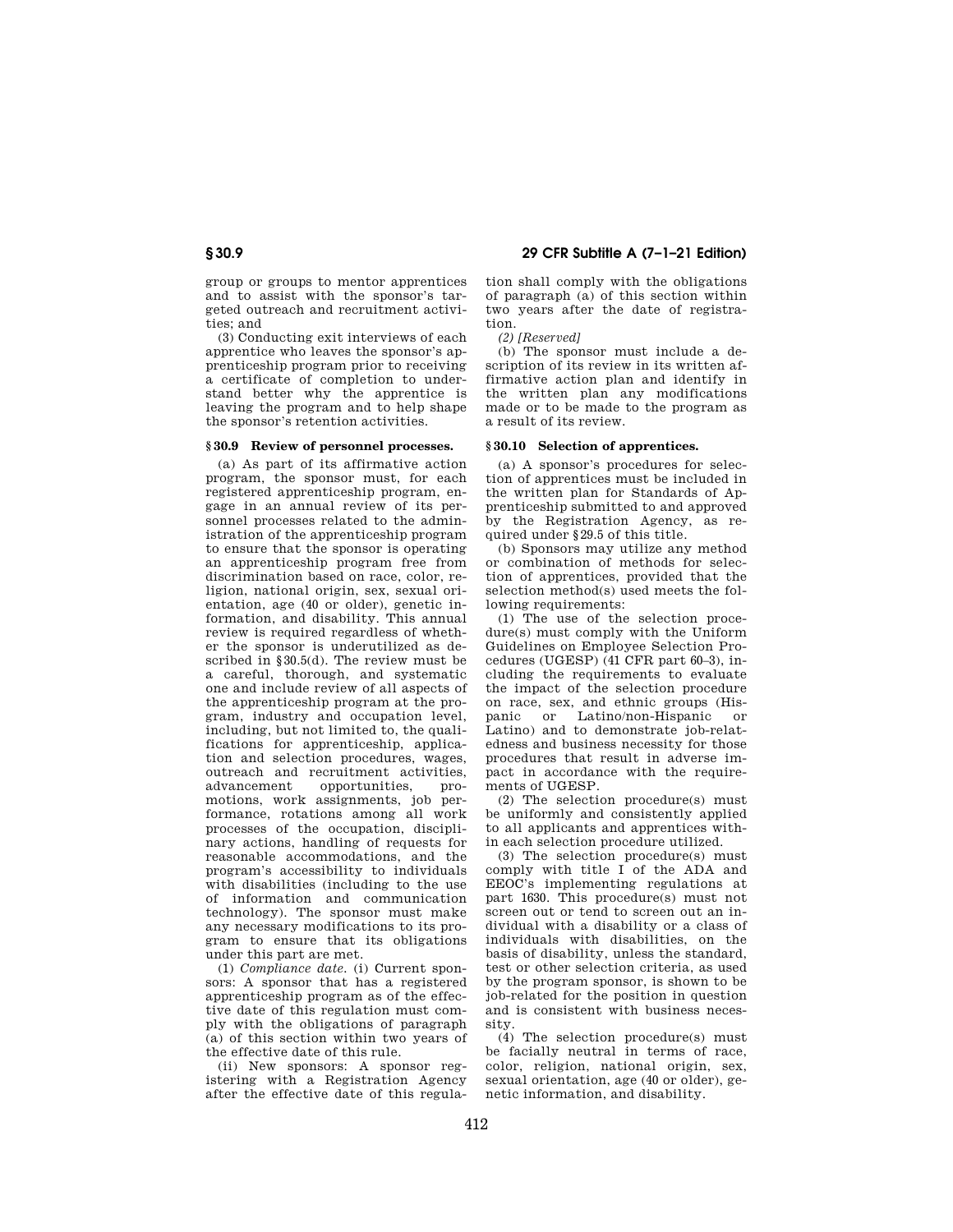group or groups to mentor apprentices and to assist with the sponsor's targeted outreach and recruitment activities; and

(3) Conducting exit interviews of each apprentice who leaves the sponsor's apprenticeship program prior to receiving a certificate of completion to understand better why the apprentice is leaving the program and to help shape the sponsor's retention activities.

### § 30.9 Review of personnel processes.

(a) As part of its affirmative action program, the sponsor must, for each registered apprenticeship program, engage in an annual review of its personnel processes related to the administration of the apprenticeship program to ensure that the sponsor is operating an apprenticeship program free from discrimination based on race, color, religion, national origin, sex, sexual orientation, age (40 or older), genetic information, and disability. This annual review is required regardless of whether the sponsor is underutilized as described in §30.5(d). The review must be a careful, thorough, and systematic one and include review of all aspects of the apprenticeship program at the program, industry and occupation level, including, but not limited to, the qualifications for apprenticeship, application and selection procedures, wages, outreach and recruitment activities, advancement opportunities, promotions, work assignments, job performance, rotations among all work processes of the occupation, disciplinary actions, handling of requests for reasonable accommodations, and the program's accessibility to individuals with disabilities (including to the use of information and communication technology). The sponsor must make any necessary modifications to its program to ensure that its obligations under this part are met.

(1) *Compliance date.* (i) Current sponsors: A sponsor that has a registered apprenticeship program as of the effective date of this regulation must comply with the obligations of paragraph (a) of this section within two years of the effective date of this rule.

(ii) New sponsors: A sponsor registering with a Registration Agency after the effective date of this regulation shall comply with the obligations of paragraph (a) of this section within two years after the date of registration.

(2) *[Reserved]*

(b) The sponsor must include a description of its review in its written affirmative action plan and identify in the written plan any modifications made or to be made to the program as a result of its review.

### § 30.10 Selection of apprentices.

(a) A sponsor's procedures for selection of apprentices must be included in the written plan for Standards of Apprenticeship submitted to and approved by the Registration Agency, as required under §29.5 of this title.

(b) Sponsors may utilize any method or combination of methods for selection of apprentices, provided that the selection method(s) used meets the following requirements:

(1) The use of the selection procedure(s) must comply with the Uniform Guidelines on Employee Selection Procedures (UGESP) (41 CFR part 60–3), including the requirements to evaluate the impact of the selection procedure on race, sex, and ethnic groups (Hispanic or Latino/non-Hispanic or Latino) and to demonstrate job-relatedness and business necessity for those procedures that result in adverse impact in accordance with the requirements of UGESP.

(2) The selection procedure(s) must be uniformly and consistently applied to all applicants and apprentices within each selection procedure utilized.

(3) The selection procedure(s) must comply with title I of the ADA and EEOC's implementing regulations at part 1630. This procedure(s) must not screen out or tend to screen out an individual with a disability or a class of individuals with disabilities, on the basis of disability, unless the standard, test or other selection criteria, as used by the program sponsor, is shown to be job-related for the position in question and is consistent with business necessity.

(4) The selection procedure(s) must be facially neutral in terms of race, color, religion, national origin, sex, sexual orientation, age (40 or older), genetic information, and disability.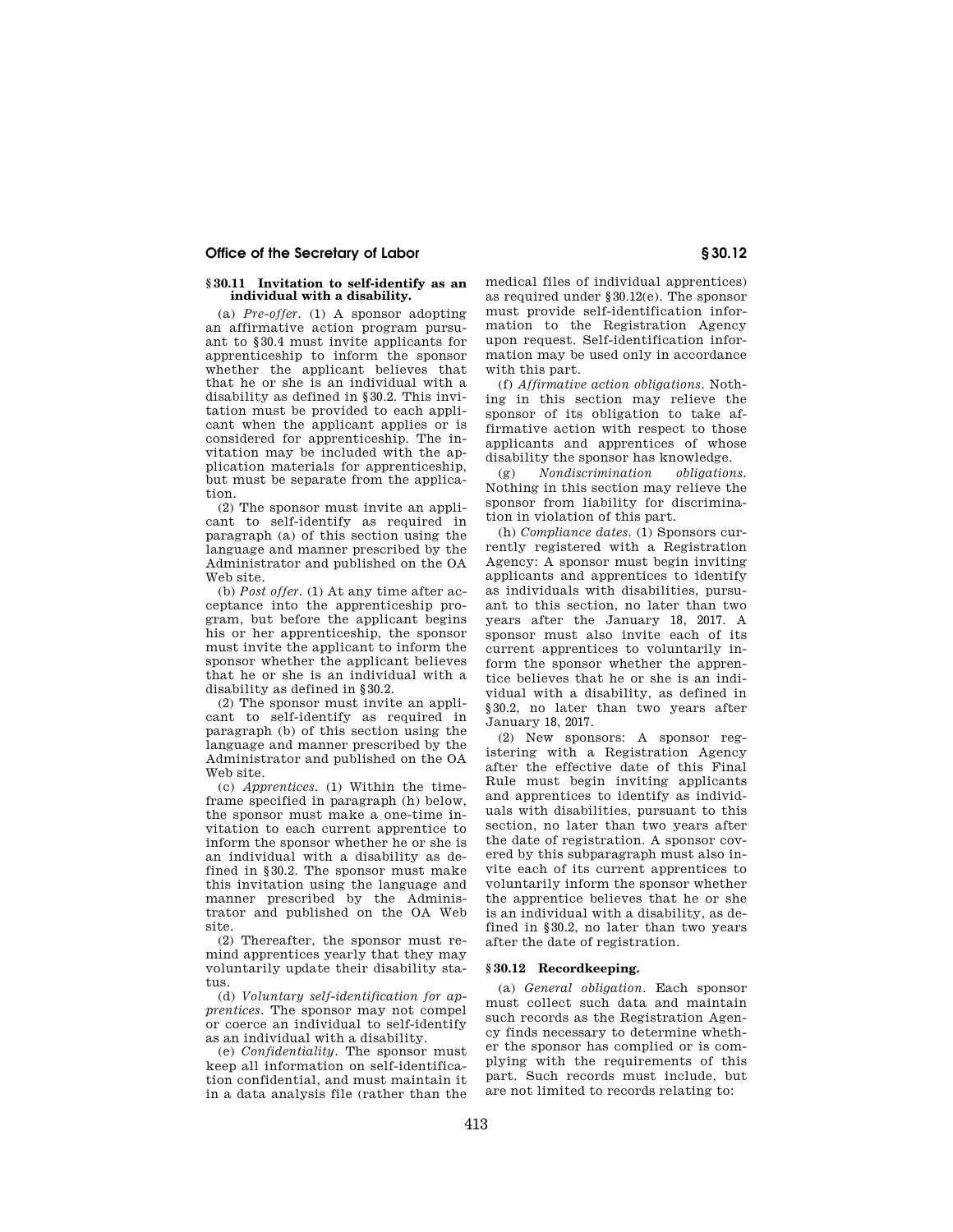## § 30.11 Invitation to self-identify as an individual with a disability.

(a) *Pre-offer.* (1) A sponsor adopting an affirmative action program pursuant to § 30.4 must invite applicants for apprenticeship to inform the sponsor whether the applicant believes that that he or she is an individual with a disability as defined in § 30.2. This invitation must be provided to each applicant when the applicant applies or is considered for apprenticeship. The invitation may be included with the application materials for apprenticeship, but must be separate from the application.

(2) The sponsor must invite an applicant to self-identify as required in paragraph (a) of this section using the language and manner prescribed by the Administrator and published on the OA Web site.

(b) *Post offer.* (1) At any time after acceptance into the apprenticeship program, but before the applicant begins his or her apprenticeship, the sponsor must invite the applicant to inform the sponsor whether the applicant believes that he or she is an individual with a disability as defined in § 30.2.

(2) The sponsor must invite an applicant to self-identify as required in paragraph (b) of this section using the language and manner prescribed by the Administrator and published on the OA Web site.

(c) *Apprentices.* (1) Within the timeframe specified in paragraph (h) below, the sponsor must make a one-time invitation to each current apprentice to inform the sponsor whether he or she is an individual with a disability as defined in § 30.2. The sponsor must make this invitation using the language and manner prescribed by the Administrator and published on the OA Web site.

(2) Thereafter, the sponsor must remind apprentices yearly that they may voluntarily update their disability status.

(d) *Voluntary self-identification for apprentices.* The sponsor may not compel or coerce an individual to self-identify as an individual with a disability.

(e) *Confidentiality.* The sponsor must keep all information on self-identification confidential, and must maintain it in a data analysis file (rather than the medical files of individual apprentices) as required under § 30.12(e). The sponsor must provide self-identification information to the Registration Agency upon request. Self-identification information may be used only in accordance with this part.

(f) *Affirmative action obligations.* Nothing in this section may relieve the sponsor of its obligation to take affirmative action with respect to those applicants and apprentices of whose disability the sponsor has knowledge.

(g) *Nondiscrimination obligations.* Nothing in this section may relieve the sponsor from liability for discrimination in violation of this part.

(h) *Compliance dates.* (1) Sponsors currently registered with a Registration Agency: A sponsor must begin inviting applicants and apprentices to identify as individuals with disabilities, pursuant to this section, no later than two years after the January 18, 2017. A sponsor must also invite each of its current apprentices to voluntarily inform the sponsor whether the apprentice believes that he or she is an individual with a disability, as defined in § 30.2, no later than two years after January 18, 2017.

(2) New sponsors: A sponsor registering with a Registration Agency after the effective date of this Final Rule must begin inviting applicants and apprentices to identify as individuals with disabilities, pursuant to this section, no later than two years after the date of registration. A sponsor covered by this subparagraph must also invite each of its current apprentices to voluntarily inform the sponsor whether the apprentice believes that he or she is an individual with a disability, as defined in § 30.2, no later than two years after the date of registration.

## § 30.12 Recordkeeping.

(a) *General obligation.* Each sponsor must collect such data and maintain such records as the Registration Agency finds necessary to determine whether the sponsor has complied or is complying with the requirements of this part. Such records must include, but are not limited to records relating to: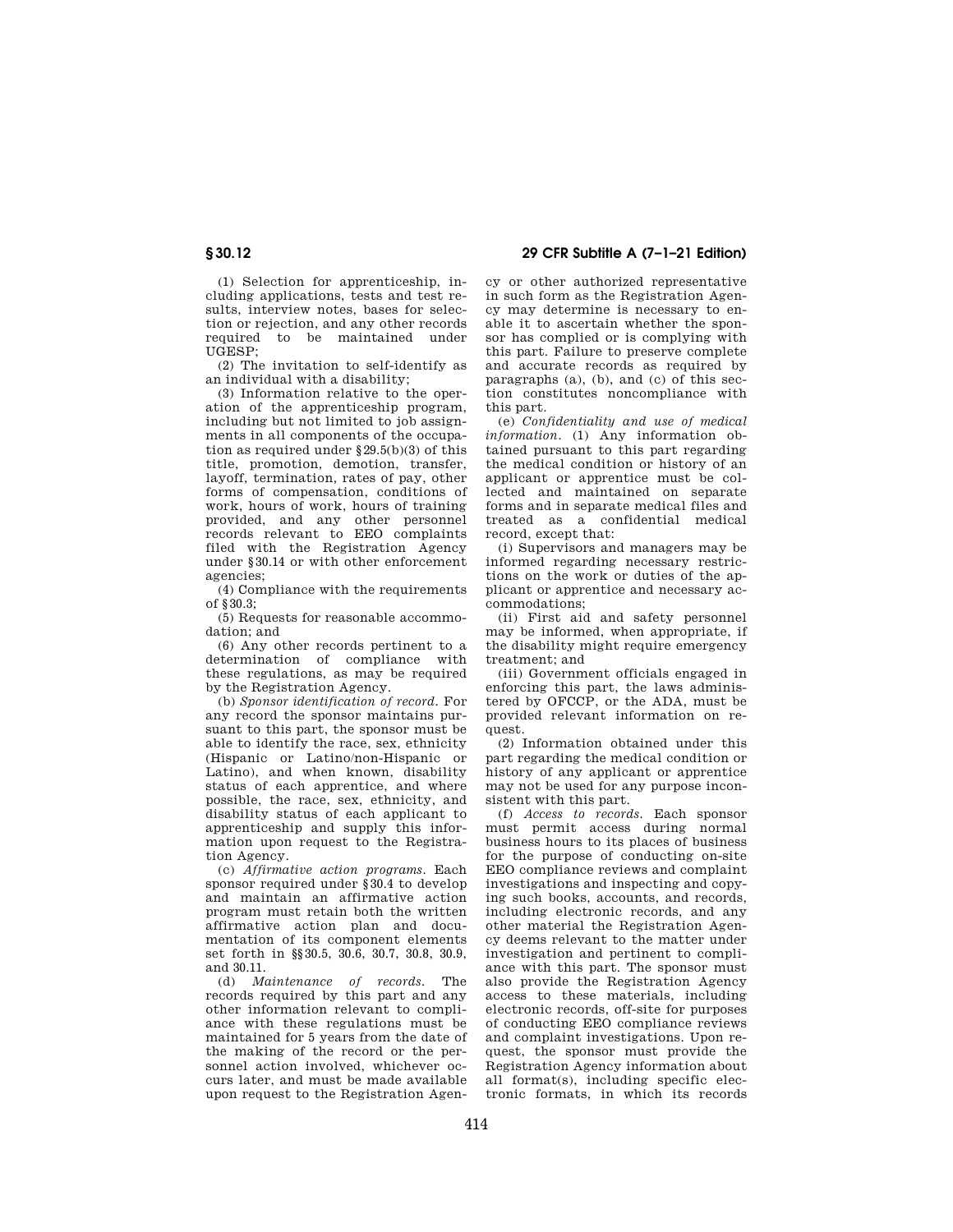(1) Selection for apprenticeship, including applications, tests and test results, interview notes, bases for selection or rejection, and any other records required to be maintained under UGESP;

(2) The invitation to self-identify as an individual with a disability;

(3) Information relative to the operation of the apprenticeship program, including but not limited to job assignments in all components of the occupation as required under §29.5(b)(3) of this title, promotion, demotion, transfer, layoff, termination, rates of pay, other forms of compensation, conditions of work, hours of work, hours of training provided, and any other personnel records relevant to EEO complaints filed with the Registration Agency under §30.14 or with other enforcement agencies;

(4) Compliance with the requirements of §30.3;

(5) Requests for reasonable accommodation; and

(6) Any other records pertinent to a determination of compliance with these regulations, as may be required by the Registration Agency.

(b) *Sponsor identification of record.* For any record the sponsor maintains pursuant to this part, the sponsor must be able to identify the race, sex, ethnicity (Hispanic or Latino/non-Hispanic or Latino), and when known, disability status of each apprentice, and where possible, the race, sex, ethnicity, and disability status of each applicant to apprenticeship and supply this information upon request to the Registration Agency.

(c) *Affirmative action programs.* Each sponsor required under §30.4 to develop and maintain an affirmative action program must retain both the written affirmative action plan and documentation of its component elements set forth in §§30.5, 30.6, 30.7, 30.8, 30.9, and 30.11.

(d) *Maintenance of records.* The records required by this part and any other information relevant to compliance with these regulations must be maintained for 5 years from the date of the making of the record or the personnel action involved, whichever occurs later, and must be made available upon request to the Registration Agency or other authorized representative in such form as the Registration Agency may determine is necessary to enable it to ascertain whether the sponsor has complied or is complying with this part. Failure to preserve complete and accurate records as required by paragraphs (a), (b), and (c) of this section constitutes noncompliance with this part.

(e) *Confidentiality and use of medical information.* (1) Any information obtained pursuant to this part regarding the medical condition or history of an applicant or apprentice must be collected and maintained on separate forms and in separate medical files and treated as a confidential medical record, except that:

(i) Supervisors and managers may be informed regarding necessary restrictions on the work or duties of the applicant or apprentice and necessary accommodations;

(ii) First aid and safety personnel may be informed, when appropriate, if the disability might require emergency treatment; and

(iii) Government officials engaged in enforcing this part, the laws administered by OFCCP, or the ADA, must be provided relevant information on request.

(2) Information obtained under this part regarding the medical condition or history of any applicant or apprentice may not be used for any purpose inconsistent with this part.

(f) *Access to records.* Each sponsor must permit access during normal business hours to its places of business for the purpose of conducting on-site EEO compliance reviews and complaint investigations and inspecting and copying such books, accounts, and records, including electronic records, and any other material the Registration Agency deems relevant to the matter under investigation and pertinent to compliance with this part. The sponsor must also provide the Registration Agency access to these materials, including electronic records, off-site for purposes of conducting EEO compliance reviews and complaint investigations. Upon request, the sponsor must provide the Registration Agency information about all format(s), including specific electronic formats, in which its records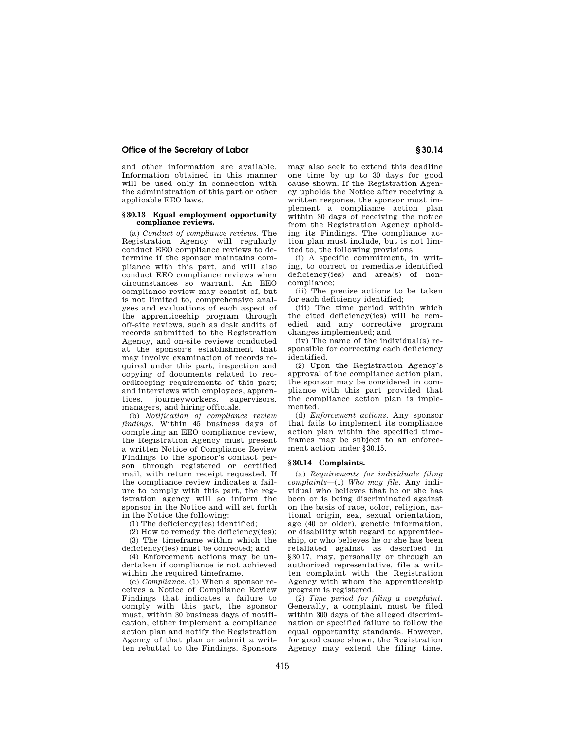and other information are available. Information obtained in this manner will be used only in connection with the administration of this part or other applicable EEO laws.

### § 30.13 Equal employment opportunity compliance reviews.

(a) *Conduct of compliance reviews.* The Registration Agency will regularly conduct EEO compliance reviews to determine if the sponsor maintains compliance with this part, and will also conduct EEO compliance reviews when circumstances so warrant. An EEO compliance review may consist of, but is not limited to, comprehensive analyses and evaluations of each aspect of the apprenticeship program through off-site reviews, such as desk audits of records submitted to the Registration Agency, and on-site reviews conducted at the sponsor's establishment that may involve examination of records required under this part; inspection and copying of documents related to recordkeeping requirements of this part; and interviews with employees, apprentices, journeyworkers, supervisors, managers, and hiring officials.

(b) *Notification of compliance review findings.* Within 45 business days of completing an EEO compliance review, the Registration Agency must present a written Notice of Compliance Review Findings to the sponsor's contact person through registered or certified mail, with return receipt requested. If the compliance review indicates a failure to comply with this part, the registration agency will so inform the sponsor in the Notice and will set forth in the Notice the following:

(1) The deficiency(ies) identified;

(2) How to remedy the deficiency(ies);

(3) The timeframe within which the deficiency(ies) must be corrected; and

(4) Enforcement actions may be undertaken if compliance is not achieved within the required timeframe.

(c) *Compliance.* (1) When a sponsor receives a Notice of Compliance Review Findings that indicates a failure to comply with this part, the sponsor must, within 30 business days of notification, either implement a compliance action plan and notify the Registration Agency of that plan or submit a written rebuttal to the Findings. Sponsors may also seek to extend this deadline one time by up to 30 days for good cause shown. If the Registration Agency upholds the Notice after receiving a written response, the sponsor must implement a compliance action plan within 30 days of receiving the notice from the Registration Agency upholding its Findings. The compliance action plan must include, but is not limited to, the following provisions:

(i) A specific commitment, in writing, to correct or remediate identified deficiency(ies) and area(s) of noncompliance;

(ii) The precise actions to be taken for each deficiency identified;

(iii) The time period within which the cited deficiency(ies) will be remedied and any corrective program changes implemented; and

(iv) The name of the individual(s) responsible for correcting each deficiency identified.

(2) Upon the Registration Agency's approval of the compliance action plan, the sponsor may be considered in compliance with this part provided that the compliance action plan is implemented.

(d) *Enforcement actions.* Any sponsor that fails to implement its compliance action plan within the specified timeframes may be subject to an enforcement action under § 30.15.

### § 30.14 Complaints.

(a) *Requirements for individuals filing complaints*—(1) *Who may file.* Any individual who believes that he or she has been or is being discriminated against on the basis of race, color, religion, national origin, sex, sexual orientation, age (40 or older), genetic information, or disability with regard to apprenticeship, or who believes he or she has been retaliated against as described in § 30.17, may, personally or through an authorized representative, file a written complaint with the Registration Agency with whom the apprenticeship program is registered.

(2) *Time period for filing a complaint.* Generally, a complaint must be filed within 300 days of the alleged discrimination or specified failure to follow the equal opportunity standards. However, for good cause shown, the Registration Agency may extend the filing time.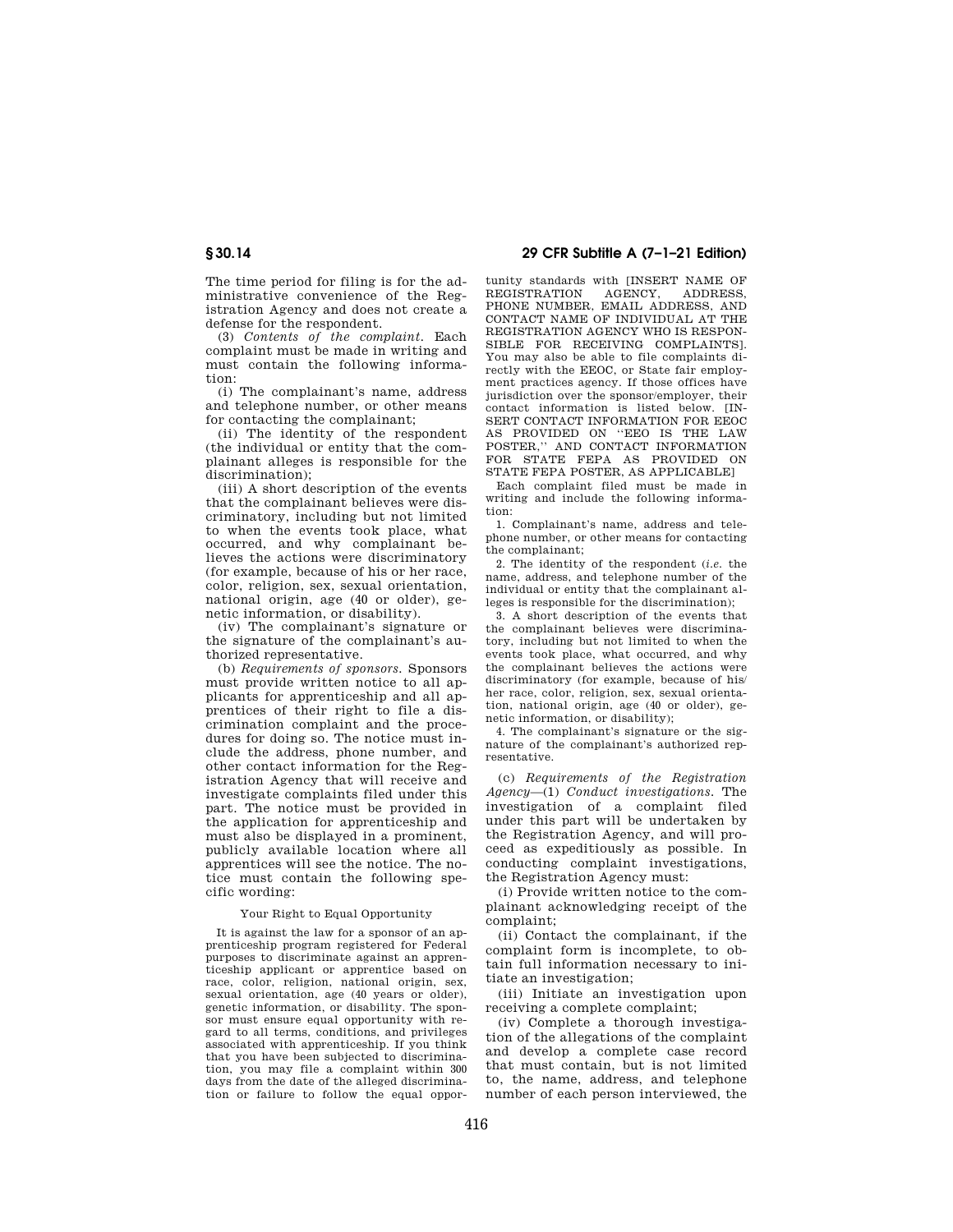The time period for filing is for the administrative convenience of the Registration Agency and does not create a defense for the respondent.

(3) *Contents of the complaint.* Each complaint must be made in writing and must contain the following information:

(i) The complainant's name, address and telephone number, or other means for contacting the complainant;

(ii) The identity of the respondent (the individual or entity that the complainant alleges is responsible for the discrimination);

(iii) A short description of the events that the complainant believes were discriminatory, including but not limited to when the events took place, what occurred, and why complainant believes the actions were discriminatory (for example, because of his or her race, color, religion, sex, sexual orientation, national origin, age (40 or older), genetic information, or disability).

(iv) The complainant's signature or the signature of the complainant's authorized representative.

(b) *Requirements of sponsors.* Sponsors must provide written notice to all applicants for apprenticeship and all apprentices of their right to file a discrimination complaint and the procedures for doing so. The notice must include the address, phone number, and other contact information for the Registration Agency that will receive and investigate complaints filed under this part. The notice must be provided in the application for apprenticeship and must also be displayed in a prominent, publicly available location where all apprentices will see the notice. The notice must contain the following specific wording:

Your Right to Equal Opportunity

It is against the law for a sponsor of an apprenticeship program registered for Federal purposes to discriminate against an apprenticeship applicant or apprentice based on race, color, religion, national origin, sex, sexual orientation, age (40 years or older), genetic information, or disability. The sponsor must ensure equal opportunity with regard to all terms, conditions, and privileges associated with apprenticeship. If you think that you have been subjected to discrimination, you may file a complaint within 300 days from the date of the alleged discrimination or failure to follow the equal opportunity standards with [INSERT NAME OF REGISTRATION AGENCY, ADDRESS, PHONE NUMBER, EMAIL ADDRESS, AND CONTACT NAME OF INDIVIDUAL AT THE REGISTRATION AGENCY WHO IS RESPONSIBLE FOR RECEIVING COMPLAINTS]. You may also be able to file complaints directly with the EEOC, or State fair employment practices agency. If those offices have jurisdiction over the sponsor/employer, their contact information is listed below. [INSERT CONTACT INFORMATION FOR EEOC AS PROVIDED ON "EEO IS THE LAW POSTER," AND CONTACT INFORMATION FOR STATE FEPA AS PROVIDED ON STATE FEPA POSTER, AS APPLICABLE]

Each complaint filed must be made in writing and include the following information:

1. Complainant's name, address and telephone number, or other means for contacting the complainant;

2. The identity of the respondent (*i.e.* the name, address, and telephone number of the individual or entity that the complainant alleges is responsible for the discrimination);

3. A short description of the events that the complainant believes were discriminatory, including but not limited to when the events took place, what occurred, and why the complainant believes the actions were discriminatory (for example, because of his/her race, color, religion, sex, sexual orientation, national origin, age (40 or older), genetic information, or disability);

4. The complainant's signature or the signature of the complainant's authorized representative.

(c) *Requirements of the Registration Agency*—(1) *Conduct investigations.* The investigation of a complaint filed under this part will be undertaken by the Registration Agency, and will proceed as expeditiously as possible. In conducting complaint investigations, the Registration Agency must:

(i) Provide written notice to the complainant acknowledging receipt of the complaint;

(ii) Contact the complainant, if the complaint form is incomplete, to obtain full information necessary to initiate an investigation;

(iii) Initiate an investigation upon receiving a complete complaint;

(iv) Complete a thorough investigation of the allegations of the complaint and develop a complete case record that must contain, but is not limited to, the name, address, and telephone number of each person interviewed, the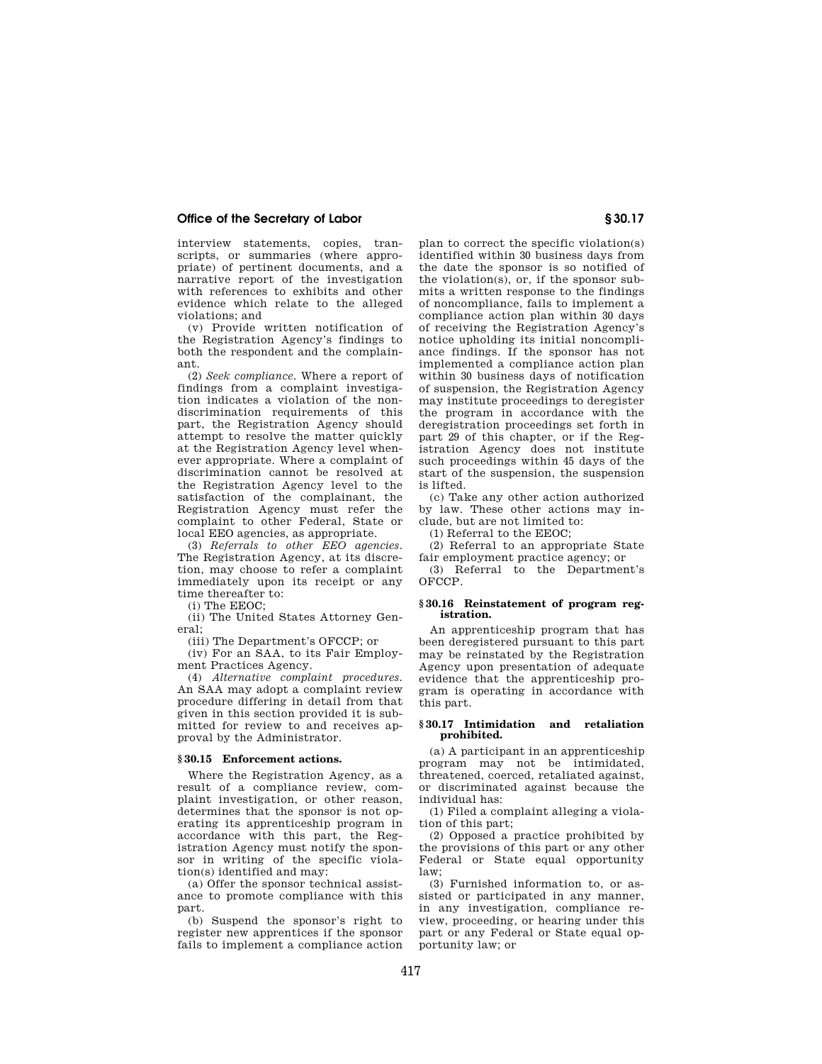interview statements, copies, transcripts, or summaries (where appropriate) of pertinent documents, and a narrative report of the investigation with references to exhibits and other evidence which relate to the alleged violations; and

(v) Provide written notification of the Registration Agency's findings to both the respondent and the complainant.

(2) *Seek compliance.* Where a report of findings from a complaint investigation indicates a violation of the nondiscrimination requirements of this part, the Registration Agency should attempt to resolve the matter quickly at the Registration Agency level whenever appropriate. Where a complaint of discrimination cannot be resolved at the Registration Agency level to the satisfaction of the complainant, the Registration Agency must refer the complaint to other Federal, State or local EEO agencies, as appropriate.

(3) *Referrals to other EEO agencies.* The Registration Agency, at its discretion, may choose to refer a complaint immediately upon its receipt or any time thereafter to:

(i) The EEOC;

(ii) The United States Attorney General;

(iii) The Department's OFCCP; or

(iv) For an SAA, to its Fair Employment Practices Agency.

(4) *Alternative complaint procedures.* An SAA may adopt a complaint review procedure differing in detail from that given in this section provided it is submitted for review to and receives approval by the Administrator.

### § 30.15 Enforcement actions.

Where the Registration Agency, as a result of a compliance review, complaint investigation, or other reason, determines that the sponsor is not operating its apprenticeship program in accordance with this part, the Registration Agency must notify the sponsor in writing of the specific violation(s) identified and may:

(a) Offer the sponsor technical assistance to promote compliance with this part.

(b) Suspend the sponsor's right to register new apprentices if the sponsor fails to implement a compliance action plan to correct the specific violation(s) identified within 30 business days from the date the sponsor is so notified of the violation(s), or, if the sponsor submits a written response to the findings of noncompliance, fails to implement a compliance action plan within 30 days of receiving the Registration Agency's notice upholding its initial noncompliance findings. If the sponsor has not implemented a compliance action plan within 30 business days of notification of suspension, the Registration Agency may institute proceedings to deregister the program in accordance with the deregistration proceedings set forth in part 29 of this chapter, or if the Registration Agency does not institute such proceedings within 45 days of the start of the suspension, the suspension is lifted.

(c) Take any other action authorized by law. These other actions may include, but are not limited to:

(1) Referral to the EEOC;

(2) Referral to an appropriate State fair employment practice agency; or

(3) Referral to the Department's OFCCP.

### § 30.16 Reinstatement of program registration.

An apprenticeship program that has been deregistered pursuant to this part may be reinstated by the Registration Agency upon presentation of adequate evidence that the apprenticeship program is operating in accordance with this part.

### § 30.17 Intimidation and retaliation prohibited.

(a) A participant in an apprenticeship program may not be intimidated, threatened, coerced, retaliated against, or discriminated against because the individual has:

(1) Filed a complaint alleging a violation of this part;

(2) Opposed a practice prohibited by the provisions of this part or any other Federal or State equal opportunity law;

(3) Furnished information to, or assisted or participated in any manner, in any investigation, compliance review, proceeding, or hearing under this part or any Federal or State equal opportunity law; or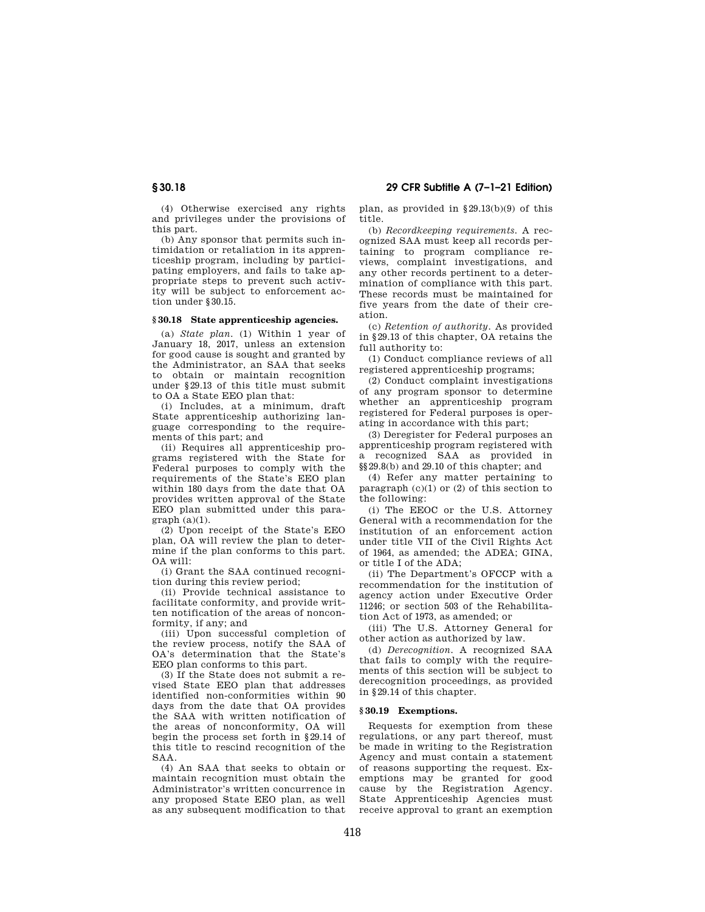(4) Otherwise exercised any rights and privileges under the provisions of this part.

(b) Any sponsor that permits such intimidation or retaliation in its apprenticeship program, including by participating employers, and fails to take appropriate steps to prevent such activity will be subject to enforcement action under §30.15.

### § 30.18 State apprenticeship agencies.

(a) *State plan.* (1) Within 1 year of January 18, 2017, unless an extension for good cause is sought and granted by the Administrator, an SAA that seeks to obtain or maintain recognition under §29.13 of this title must submit to OA a State EEO plan that:

(i) Includes, at a minimum, draft State apprenticeship authorizing language corresponding to the requirements of this part; and

(ii) Requires all apprenticeship programs registered with the State for Federal purposes to comply with the requirements of the State's EEO plan within 180 days from the date that OA provides written approval of the State EEO plan submitted under this paragraph (a)(1).

(2) Upon receipt of the State's EEO plan, OA will review the plan to determine if the plan conforms to this part. OA will:

(i) Grant the SAA continued recognition during this review period;

(ii) Provide technical assistance to facilitate conformity, and provide written notification of the areas of nonconformity, if any; and

(iii) Upon successful completion of the review process, notify the SAA of OA's determination that the State's EEO plan conforms to this part.

(3) If the State does not submit a revised State EEO plan that addresses identified non-conformities within 90 days from the date that OA provides the SAA with written notification of the areas of nonconformity, OA will begin the process set forth in §29.14 of this title to rescind recognition of the SAA.

(4) An SAA that seeks to obtain or maintain recognition must obtain the Administrator's written concurrence in any proposed State EEO plan, as well as any subsequent modification to that plan, as provided in §29.13(b)(9) of this title.

(b) *Recordkeeping requirements.* A recognized SAA must keep all records pertaining to program compliance reviews, complaint investigations, and any other records pertinent to a determination of compliance with this part. These records must be maintained for five years from the date of their creation.

(c) *Retention of authority.* As provided in §29.13 of this chapter, OA retains the full authority to:

(1) Conduct compliance reviews of all registered apprenticeship programs;

(2) Conduct complaint investigations of any program sponsor to determine whether an apprenticeship program registered for Federal purposes is operating in accordance with this part;

(3) Deregister for Federal purposes an apprenticeship program registered with a recognized SAA as provided in §§29.8(b) and 29.10 of this chapter; and

(4) Refer any matter pertaining to paragraph (c)(1) or (2) of this section to the following:

(i) The EEOC or the U.S. Attorney General with a recommendation for the institution of an enforcement action under title VII of the Civil Rights Act of 1964, as amended; the ADEA; GINA, or title I of the ADA;

(ii) The Department's OFCCP with a recommendation for the institution of agency action under Executive Order 11246; or section 503 of the Rehabilitation Act of 1973, as amended; or

(iii) The U.S. Attorney General for other action as authorized by law.

(d) *Derecognition.* A recognized SAA that fails to comply with the requirements of this section will be subject to derecognition proceedings, as provided in §29.14 of this chapter.

### § 30.19 Exemptions.

Requests for exemption from these regulations, or any part thereof, must be made in writing to the Registration Agency and must contain a statement of reasons supporting the request. Exemptions may be granted for good cause by the Registration Agency. State Apprenticeship Agencies must receive approval to grant an exemption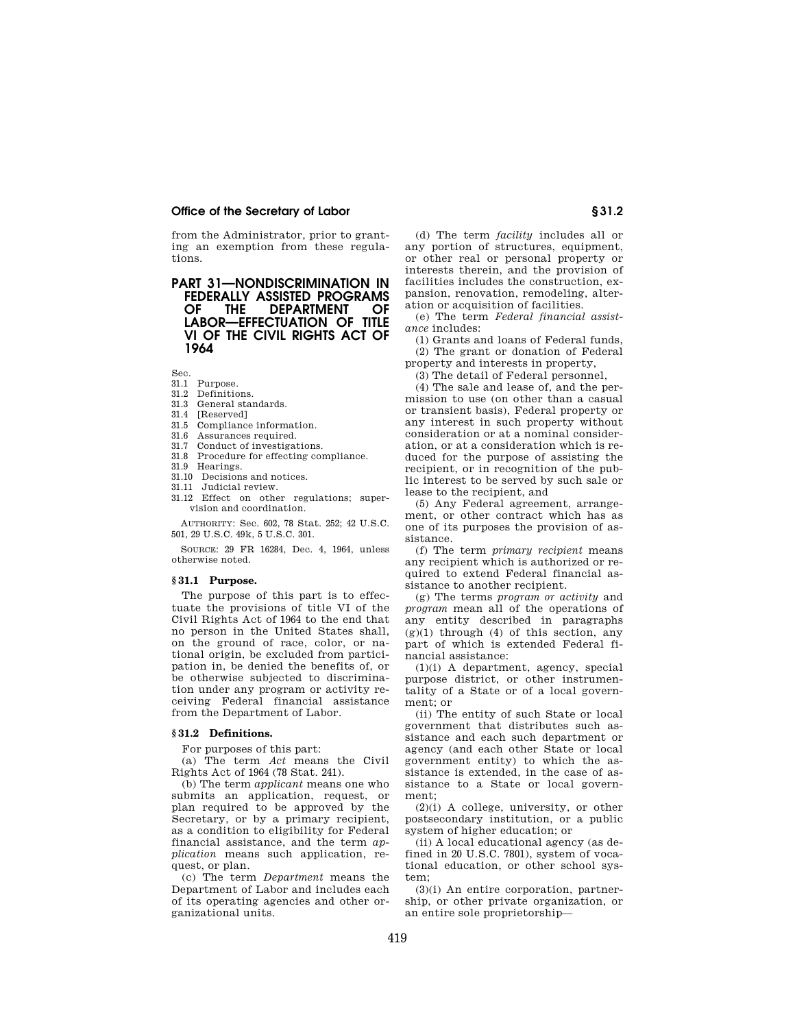from the Administrator, prior to granting an exemption from these regulations.

# PART 31—NONDISCRIMINATION IN FEDERALLY ASSISTED PROGRAMS OF THE DEPARTMENT OF LABOR—EFFECTUATION OF TITLE VI OF THE CIVIL RIGHTS ACT OF 1964

Sec.
31.1 Purpose.
31.2 Definitions.
31.3 General standards.
31.4 [Reserved]
31.5 Compliance information.
31.6 Assurances required.
31.7 Conduct of investigations.
31.8 Procedure for effecting compliance.
31.9 Hearings.
31.10 Decisions and notices.
31.11 Judicial review.
31.12 Effect on other regulations; supervision and coordination.

AUTHORITY: Sec. 602, 78 Stat. 252; 42 U.S.C. 501, 29 U.S.C. 49k, 5 U.S.C. 301.

SOURCE: 29 FR 16284, Dec. 4, 1964, unless otherwise noted.

### § 31.1 Purpose.

The purpose of this part is to effectuate the provisions of title VI of the Civil Rights Act of 1964 to the end that no person in the United States shall, on the ground of race, color, or national origin, be excluded from participation in, be denied the benefits of, or be otherwise subjected to discrimination under any program or activity receiving Federal financial assistance from the Department of Labor.

### § 31.2 Definitions.

For purposes of this part:

(a) The term *Act* means the Civil Rights Act of 1964 (78 Stat. 241).

(b) The term *applicant* means one who submits an application, request, or plan required to be approved by the Secretary, or by a primary recipient, as a condition to eligibility for Federal financial assistance, and the term *application* means such application, request, or plan.

(c) The term *Department* means the Department of Labor and includes each of its operating agencies and other organizational units.

(d) The term *facility* includes all or any portion of structures, equipment, or other real or personal property or interests therein, and the provision of facilities includes the construction, expansion, renovation, remodeling, alteration or acquisition of facilities.

(e) The term *Federal financial assistance* includes:

(1) Grants and loans of Federal funds,

(2) The grant or donation of Federal property and interests in property,

(3) The detail of Federal personnel,

(4) The sale and lease of, and the permission to use (on other than a casual or transient basis), Federal property or any interest in such property without consideration or at a nominal consideration, or at a consideration which is reduced for the purpose of assisting the recipient, or in recognition of the public interest to be served by such sale or lease to the recipient, and

(5) Any Federal agreement, arrangement, or other contract which has as one of its purposes the provision of assistance.

(f) The term *primary recipient* means any recipient which is authorized or required to extend Federal financial assistance to another recipient.

(g) The terms *program or activity* and *program* mean all of the operations of any entity described in paragraphs (g)(1) through (4) of this section, any part of which is extended Federal financial assistance:

(1)(i) A department, agency, special purpose district, or other instrumentality of a State or of a local government; or

(ii) The entity of such State or local government that distributes such assistance and each such department or agency (and each other State or local government entity) to which the assistance is extended, in the case of assistance to a State or local government;

(2)(i) A college, university, or other postsecondary institution, or a public system of higher education; or

(ii) A local educational agency (as defined in 20 U.S.C. 7801), system of vocational education, or other school system;

(3)(i) An entire corporation, partnership, or other private organization, or an entire sole proprietorship—